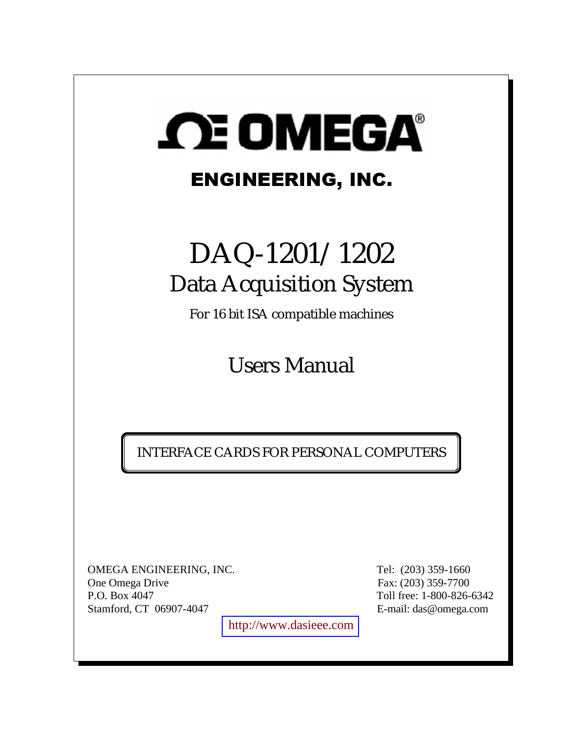# OMEGA®

## ENGINEERING, INC.

# DAQ-1201/1202

## Data Acquisition System

For 16 bit ISA compatible machines

## Users Manual

INTERFACE CARDS FOR PERSONAL COMPUTERS

OMEGA ENGINEERING, INC.
One Omega Drive
P.O. Box 4047
Stamford, CT 06907-4047

Tel: (203) 359-1660
Fax: (203) 359-7700
Toll free: 1-800-826-6342
E-mail: das@omega.com

http://www.dasieee.com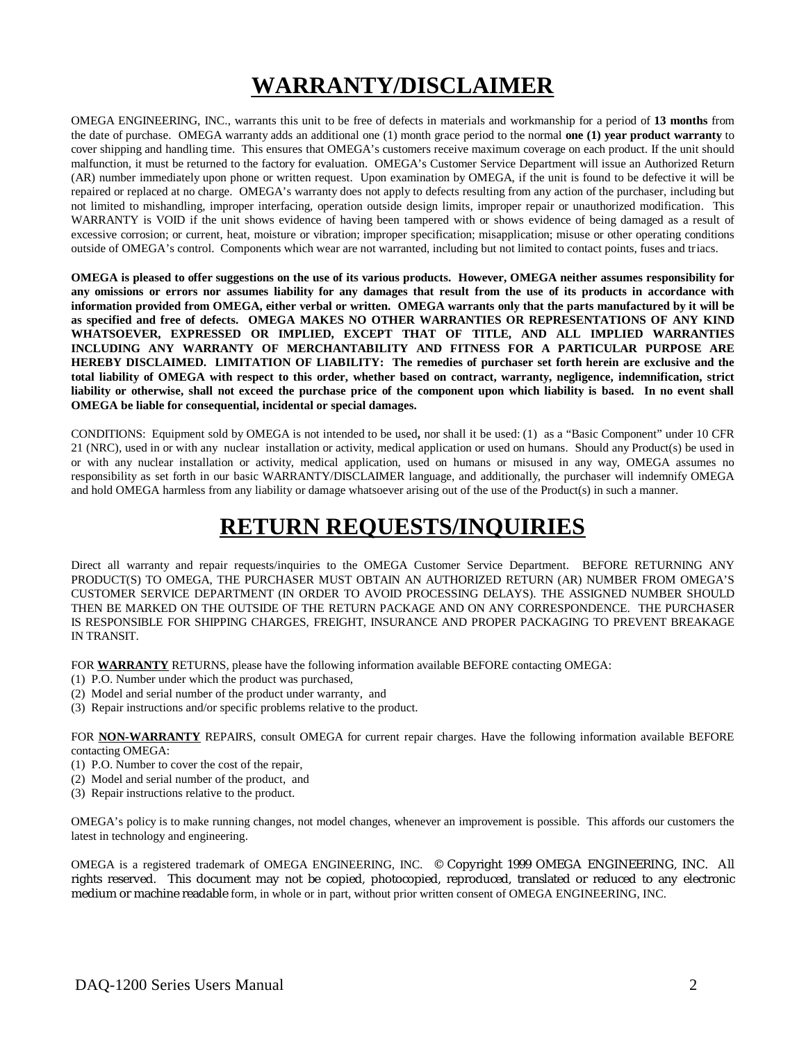# WARRANTY/DISCLAIMER

OMEGA ENGINEERING, INC., warrants this unit to be free of defects in materials and workmanship for a period of **13 months** from the date of purchase. OMEGA warranty adds an additional one (1) month grace period to the normal **one (1) year product warranty** to cover shipping and handling time. This ensures that OMEGA's customers receive maximum coverage on each product. If the unit should malfunction, it must be returned to the factory for evaluation. OMEGA's Customer Service Department will issue an Authorized Return (AR) number immediately upon phone or written request. Upon examination by OMEGA, if the unit is found to be defective it will be repaired or replaced at no charge. OMEGA's warranty does not apply to defects resulting from any action of the purchaser, including but not limited to mishandling, improper interfacing, operation outside design limits, improper repair or unauthorized modification. This WARRANTY is VOID if the unit shows evidence of having been tampered with or shows evidence of being damaged as a result of excessive corrosion; or current, heat, moisture or vibration; improper specification; misapplication; misuse or other operating conditions outside of OMEGA's control. Components which wear are not warranted, including but not limited to contact points, fuses and triacs.

**OMEGA is pleased to offer suggestions on the use of its various products. However, OMEGA neither assumes responsibility for any omissions or errors nor assumes liability for any damages that result from the use of its products in accordance with information provided from OMEGA, either verbal or written. OMEGA warrants only that the parts manufactured by it will be as specified and free of defects. OMEGA MAKES NO OTHER WARRANTIES OR REPRESENTATIONS OF ANY KIND WHATSOEVER, EXPRESSED OR IMPLIED, EXCEPT THAT OF TITLE, AND ALL IMPLIED WARRANTIES INCLUDING ANY WARRANTY OF MERCHANTABILITY AND FITNESS FOR A PARTICULAR PURPOSE ARE HEREBY DISCLAIMED. LIMITATION OF LIABILITY: The remedies of purchaser set forth herein are exclusive and the total liability of OMEGA with respect to this order, whether based on contract, warranty, negligence, indemnification, strict liability or otherwise, shall not exceed the purchase price of the component upon which liability is based. In no event shall OMEGA be liable for consequential, incidental or special damages.**

CONDITIONS: Equipment sold by OMEGA is not intended to be used**,** nor shall it be used: (1) as a "Basic Component" under 10 CFR 21 (NRC), used in or with any nuclear installation or activity, medical application or used on humans. Should any Product(s) be used in or with any nuclear installation or activity, medical application, used on humans or misused in any way, OMEGA assumes no responsibility as set forth in our basic WARRANTY/DISCLAIMER language, and additionally, the purchaser will indemnify OMEGA and hold OMEGA harmless from any liability or damage whatsoever arising out of the use of the Product(s) in such a manner.

# RETURN REQUESTS/INQUIRIES

Direct all warranty and repair requests/inquiries to the OMEGA Customer Service Department. BEFORE RETURNING ANY PRODUCT(S) TO OMEGA, THE PURCHASER MUST OBTAIN AN AUTHORIZED RETURN (AR) NUMBER FROM OMEGA'S CUSTOMER SERVICE DEPARTMENT (IN ORDER TO AVOID PROCESSING DELAYS). THE ASSIGNED NUMBER SHOULD THEN BE MARKED ON THE OUTSIDE OF THE RETURN PACKAGE AND ON ANY CORRESPONDENCE. THE PURCHASER IS RESPONSIBLE FOR SHIPPING CHARGES, FREIGHT, INSURANCE AND PROPER PACKAGING TO PREVENT BREAKAGE IN TRANSIT.

FOR **WARRANTY** RETURNS, please have the following information available BEFORE contacting OMEGA:

(1) P.O. Number under which the product was purchased,
(2) Model and serial number of the product under warranty, and
(3) Repair instructions and/or specific problems relative to the product.

FOR **NON-WARRANTY** REPAIRS, consult OMEGA for current repair charges. Have the following information available BEFORE contacting OMEGA:

(1) P.O. Number to cover the cost of the repair,
(2) Model and serial number of the product, and
(3) Repair instructions relative to the product.

OMEGA's policy is to make running changes, not model changes, whenever an improvement is possible. This affords our customers the latest in technology and engineering.

OMEGA is a registered trademark of OMEGA ENGINEERING, INC. © Copyright 1999 OMEGA ENGINEERING, INC. All rights reserved. This document may not be copied, photocopied, reproduced, translated or reduced to any electronic medium or machine readable form, in whole or in part, without prior written consent of OMEGA ENGINEERING, INC.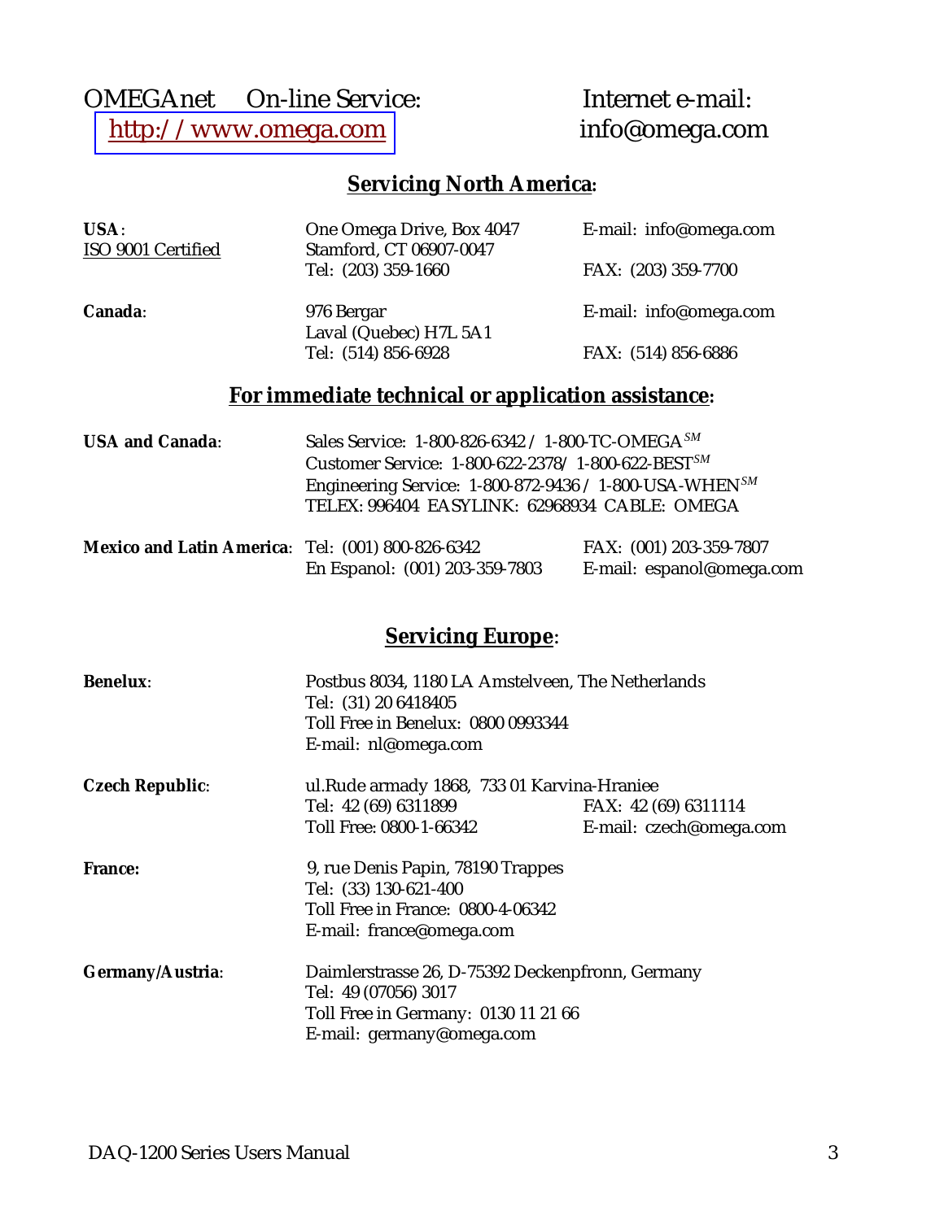OMEGAnet On-line Service: [http://www.omega.com](http://www.omega.com)

Internet e-mail: info@omega.com

## Servicing North America:

| | | |
|---|---|---|
| **USA**: <br> ISO 9001 Certified | One Omega Drive, Box 4047 <br> Stamford, CT 06907-0047 <br> Tel: (203) 359-1660 | E-mail: info@omega.com <br><br> FAX: (203) 359-7700 |
| **Canada**: | 976 Bergar <br> Laval (Quebec) H7L 5A1 <br> Tel: (514) 856-6928 | E-mail: info@omega.com <br><br> FAX: (514) 856-6886 |

## For immediate technical or application assistance:

**USA and Canada**:

Sales Service: 1-800-826-6342 / 1-800-TC-OMEGA$^{SM}$

Customer Service: 1-800-622-2378/ 1-800-622-BEST$^{SM}$

Engineering Service: 1-800-872-9436 / 1-800-USA-WHEN$^{SM}$

TELEX: 996404 EASYLINK: 62968934 CABLE: OMEGA

| | | |
|---|---|---|
| **Mexico and Latin America**: | Tel: (001) 800-826-6342 <br> En Espanol: (001) 203-359-7803 | FAX: (001) 203-359-7807 <br> E-mail: espanol@omega.com |

## Servicing Europe:

**Benelux**:

Postbus 8034, 1180 LA Amstelveen, The Netherlands
Tel: (31) 20 6418405
Toll Free in Benelux: 0800 0993344
E-mail: nl@omega.com

**Czech Republic**:

ul.Rude armady 1868, 733 01 Karvina-Hraniee
Tel: 42 (69) 6311899 — FAX: 42 (69) 6311114
Toll Free: 0800-1-66342 — E-mail: czech@omega.com

**France:**

9, rue Denis Papin, 78190 Trappes
Tel: (33) 130-621-400
Toll Free in France: 0800-4-06342
E-mail: france@omega.com

**Germany/Austria**:

Daimlerstrasse 26, D-75392 Deckenpfronn, Germany
Tel: 49 (07056) 3017
Toll Free in Germany: 0130 11 21 66
E-mail: germany@omega.com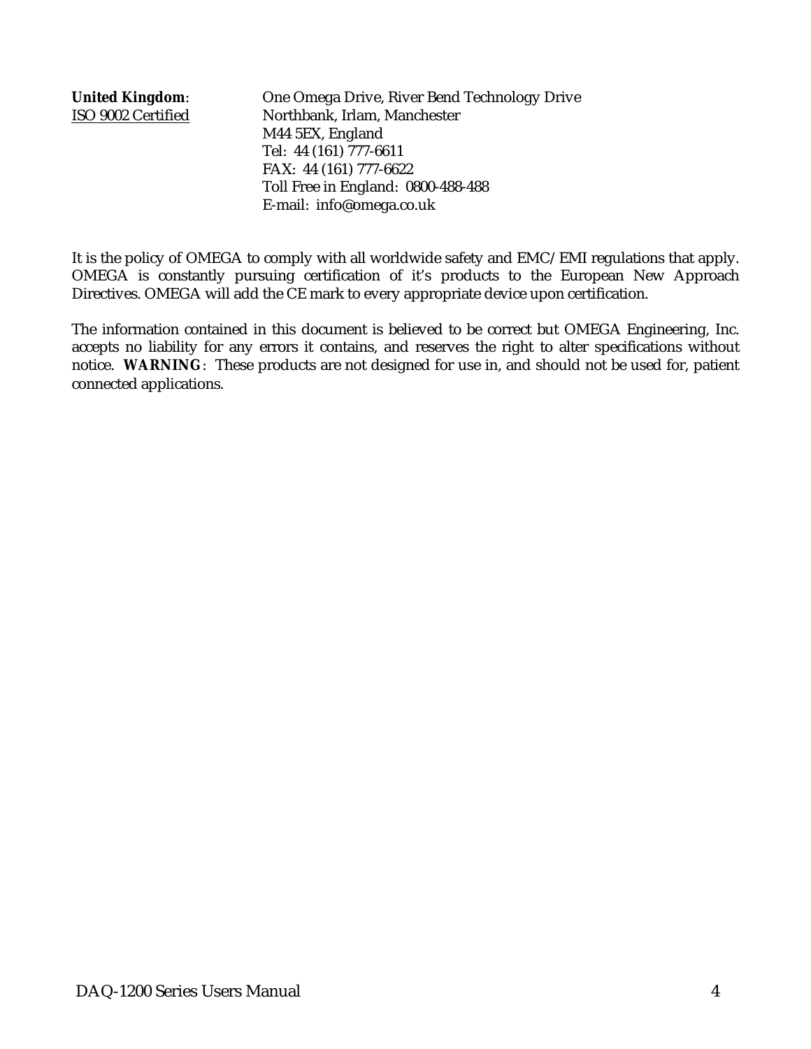**United Kingdom**: One Omega Drive, River Bend Technology Drive
ISO 9002 Certified Northbank, Irlam, Manchester
M44 5EX, England
Tel: 44 (161) 777-6611
FAX: 44 (161) 777-6622
Toll Free in England: 0800-488-488
E-mail: info@omega.co.uk

It is the policy of OMEGA to comply with all worldwide safety and EMC/EMI regulations that apply. OMEGA is constantly pursuing certification of it's products to the European New Approach Directives. OMEGA will add the CE mark to every appropriate device upon certification.

The information contained in this document is believed to be correct but OMEGA Engineering, Inc. accepts no liability for any errors it contains, and reserves the right to alter specifications without notice. **WARNING**: These products are not designed for use in, and should not be used for, patient connected applications.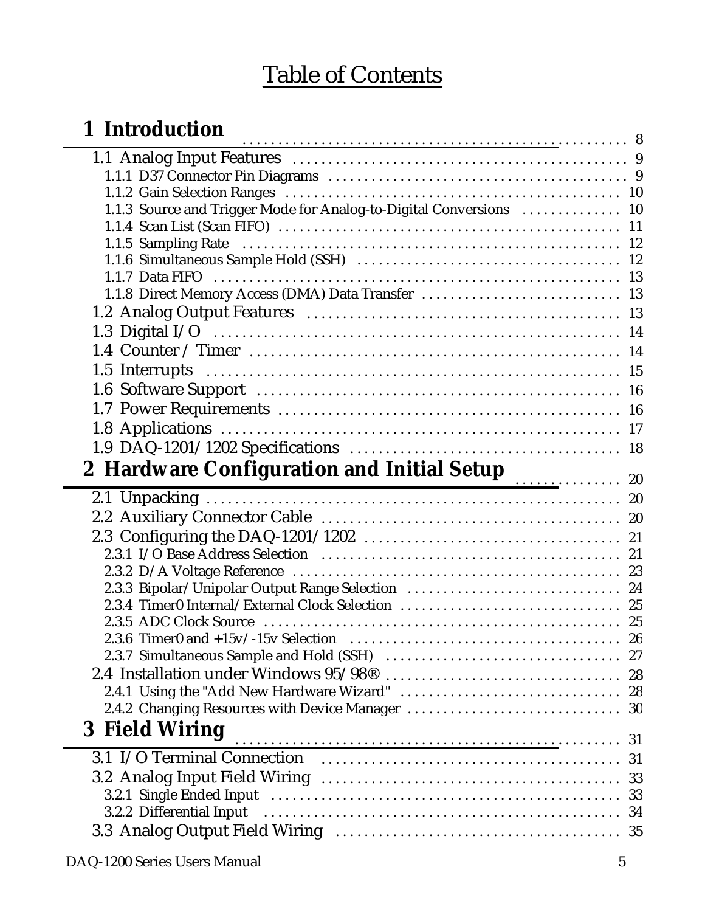# Table of Contents

## 1 Introduction ........ 8

- 1.1 Analog Input Features ........ 9
  - 1.1.1 D37 Connector Pin Diagrams ........ 9
  - 1.1.2 Gain Selection Ranges ........ 10
  - 1.1.3 Source and Trigger Mode for Analog-to-Digital Conversions ........ 10
  - 1.1.4 Scan List (Scan FIFO) ........ 11
  - 1.1.5 Sampling Rate ........ 12
  - 1.1.6 Simultaneous Sample Hold (SSH) ........ 12
  - 1.1.7 Data FIFO ........ 13
  - 1.1.8 Direct Memory Access (DMA) Data Transfer ........ 13
- 1.2 Analog Output Features ........ 13
- 1.3 Digital I/O ........ 14
- 1.4 Counter / Timer ........ 14
- 1.5 Interrupts ........ 15
- 1.6 Software Support ........ 16
- 1.7 Power Requirements ........ 16
- 1.8 Applications ........ 17
- 1.9 DAQ-1201/1202 Specifications ........ 18

## 2 Hardware Configuration and Initial Setup ........ 20

- 2.1 Unpacking ........ 20
- 2.2 Auxiliary Connector Cable ........ 20
- 2.3 Configuring the DAQ-1201/1202 ........ 21
  - 2.3.1 I/O Base Address Selection ........ 21
  - 2.3.2 D/A Voltage Reference ........ 23
  - 2.3.3 Bipolar/Unipolar Output Range Selection ........ 24
  - 2.3.4 Timer0 Internal/External Clock Selection ........ 25
  - 2.3.5 ADC Clock Source ........ 25
  - 2.3.6 Timer0 and +15v/-15v Selection ........ 26
  - 2.3.7 Simultaneous Sample and Hold (SSH) ........ 27
- 2.4 Installation under Windows 95/98® ........ 28
  - 2.4.1 Using the "Add New Hardware Wizard" ........ 28
  - 2.4.2 Changing Resources with Device Manager ........ 30

## 3 Field Wiring ........ 31

- 3.1 I/O Terminal Connection ........ 31
- 3.2 Analog Input Field Wiring ........ 33
  - 3.2.1 Single Ended Input ........ 33
  - 3.2.2 Differential Input ........ 34
- 3.3 Analog Output Field Wiring ........ 35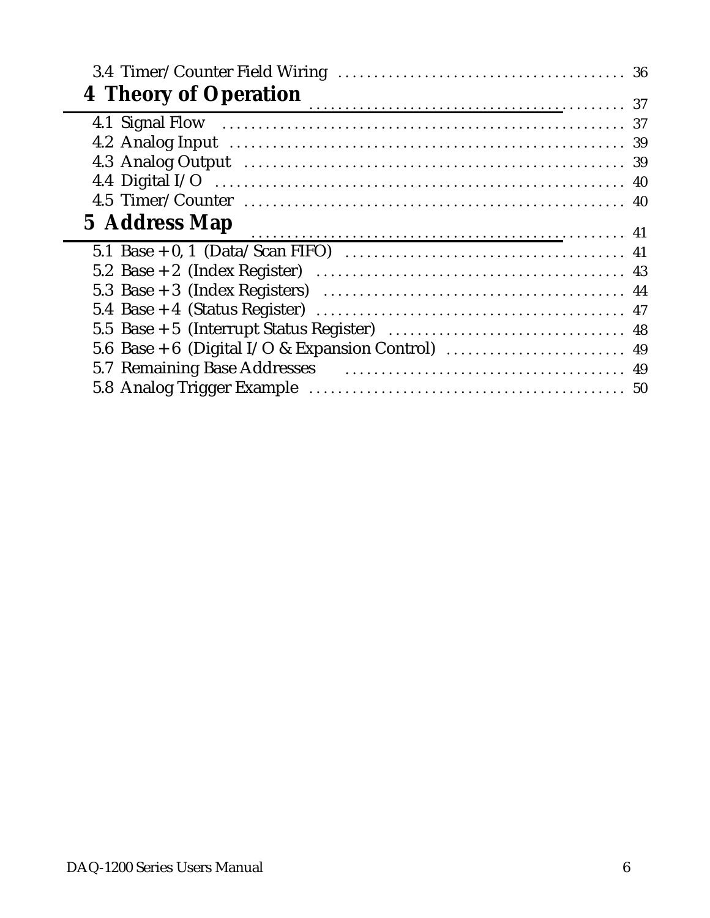3.4 Timer/Counter Field Wiring ........................................ 36

**4 Theory of Operation** ........................................ 37

4.1 Signal Flow ........................................ 37
4.2 Analog Input ........................................ 39
4.3 Analog Output ........................................ 39
4.4 Digital I/O ........................................ 40
4.5 Timer/Counter ........................................ 40

**5 Address Map** ........................................ 41

5.1 Base + 0, 1 (Data/Scan FIFO) ........................................ 41
5.2 Base + 2 (Index Register) ........................................ 43
5.3 Base + 3 (Index Registers) ........................................ 44
5.4 Base + 4 (Status Register) ........................................ 47
5.5 Base + 5 (Interrupt Status Register) ........................................ 48
5.6 Base + 6 (Digital I/O & Expansion Control) ........................................ 49
5.7 Remaining Base Addresses ........................................ 49
5.8 Analog Trigger Example ........................................ 50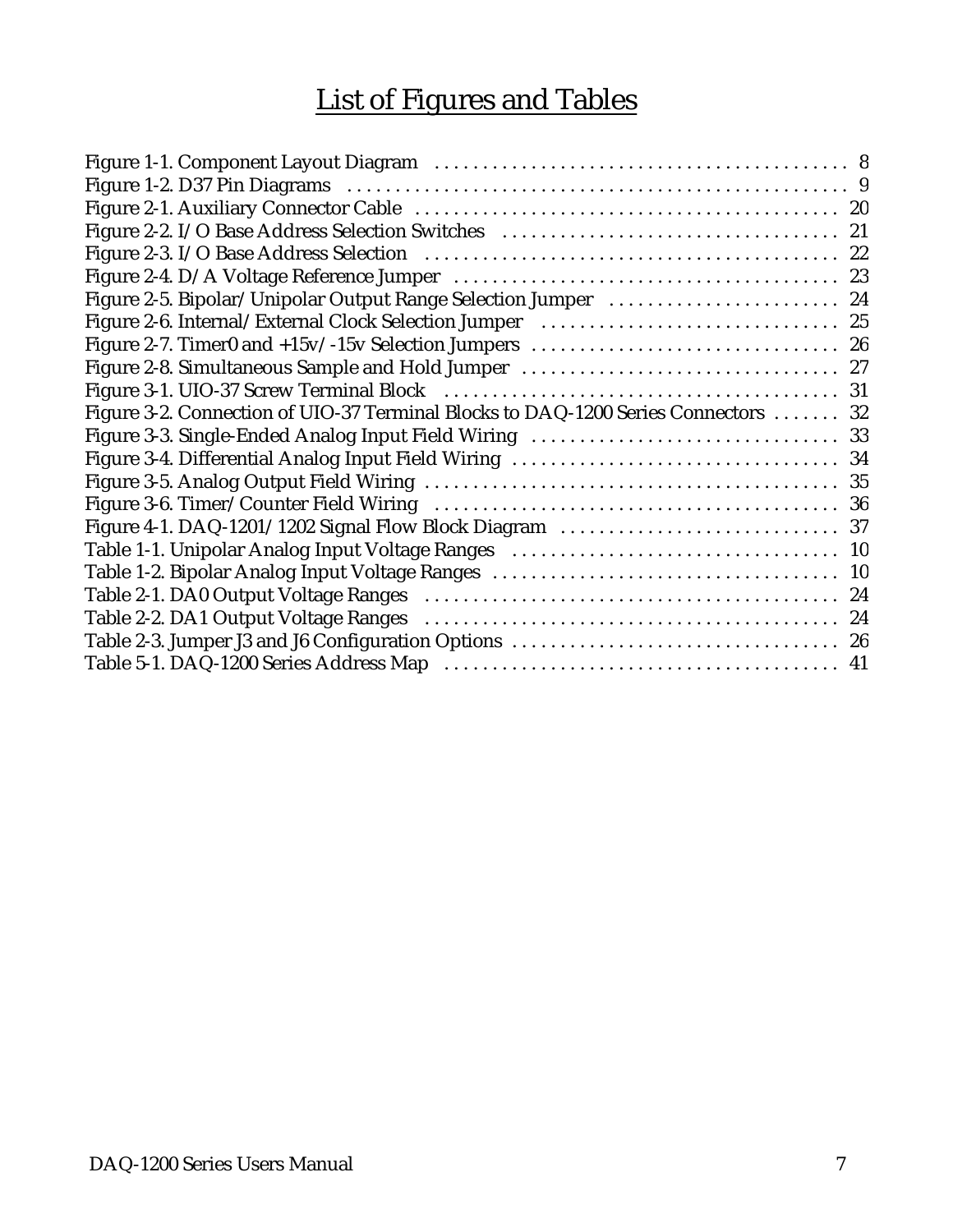# List of Figures and Tables

Figure 1-1. Component Layout Diagram ........................................... 8
Figure 1-2. D37 Pin Diagrams ........................................... 9
Figure 2-1. Auxiliary Connector Cable ........................................... 20
Figure 2-2. I/O Base Address Selection Switches ........................................... 21
Figure 2-3. I/O Base Address Selection ........................................... 22
Figure 2-4. D/A Voltage Reference Jumper ........................................... 23
Figure 2-5. Bipolar/Unipolar Output Range Selection Jumper ........................................... 24
Figure 2-6. Internal/External Clock Selection Jumper ........................................... 25
Figure 2-7. Timer0 and +15v/-15v Selection Jumpers ........................................... 26
Figure 2-8. Simultaneous Sample and Hold Jumper ........................................... 27
Figure 3-1. UIO-37 Screw Terminal Block ........................................... 31
Figure 3-2. Connection of UIO-37 Terminal Blocks to DAQ-1200 Series Connectors ....... 32
Figure 3-3. Single-Ended Analog Input Field Wiring ........................................... 33
Figure 3-4. Differential Analog Input Field Wiring ........................................... 34
Figure 3-5. Analog Output Field Wiring ........................................... 35
Figure 3-6. Timer/Counter Field Wiring ........................................... 36
Figure 4-1. DAQ-1201/1202 Signal Flow Block Diagram ........................................... 37
Table 1-1. Unipolar Analog Input Voltage Ranges ........................................... 10
Table 1-2. Bipolar Analog Input Voltage Ranges ........................................... 10
Table 2-1. DA0 Output Voltage Ranges ........................................... 24
Table 2-2. DA1 Output Voltage Ranges ........................................... 24
Table 2-3. Jumper J3 and J6 Configuration Options ........................................... 26
Table 5-1. DAQ-1200 Series Address Map ........................................... 41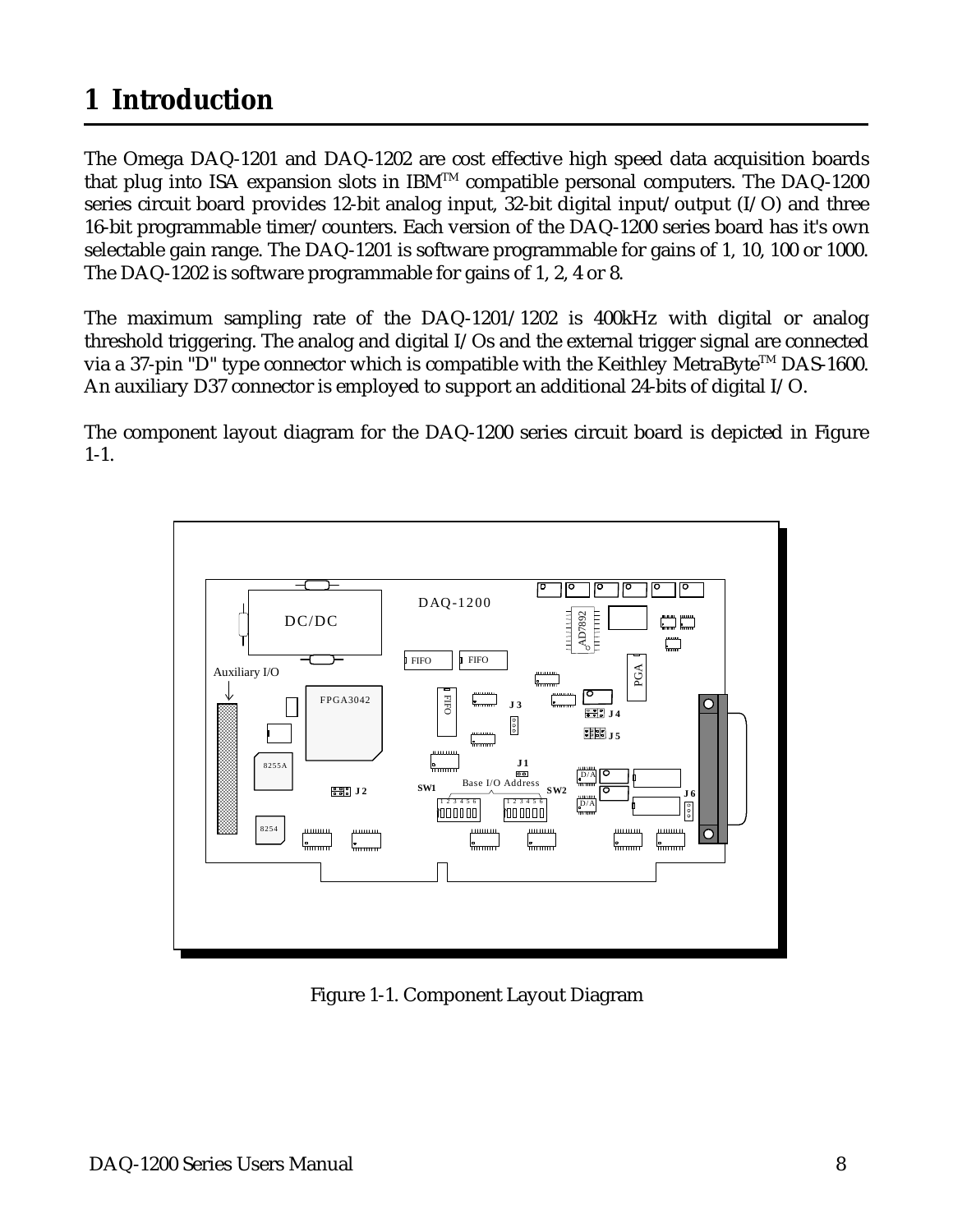# 1 Introduction

The Omega DAQ-1201 and DAQ-1202 are cost effective high speed data acquisition boards that plug into ISA expansion slots in IBM™ compatible personal computers. The DAQ-1200 series circuit board provides 12-bit analog input, 32-bit digital input/output (I/O) and three 16-bit programmable timer/counters. Each version of the DAQ-1200 series board has it's own selectable gain range. The DAQ-1201 is software programmable for gains of 1, 10, 100 or 1000. The DAQ-1202 is software programmable for gains of 1, 2, 4 or 8.

The maximum sampling rate of the DAQ-1201/1202 is 400kHz with digital or analog threshold triggering. The analog and digital I/Os and the external trigger signal are connected via a 37-pin "D" type connector which is compatible with the Keithley MetraByte™ DAS-1600. An auxiliary D37 connector is employed to support an additional 24-bits of digital I/O.

The component layout diagram for the DAQ-1200 series circuit board is depicted in Figure 1-1.

Figure 1-1. Component Layout Diagram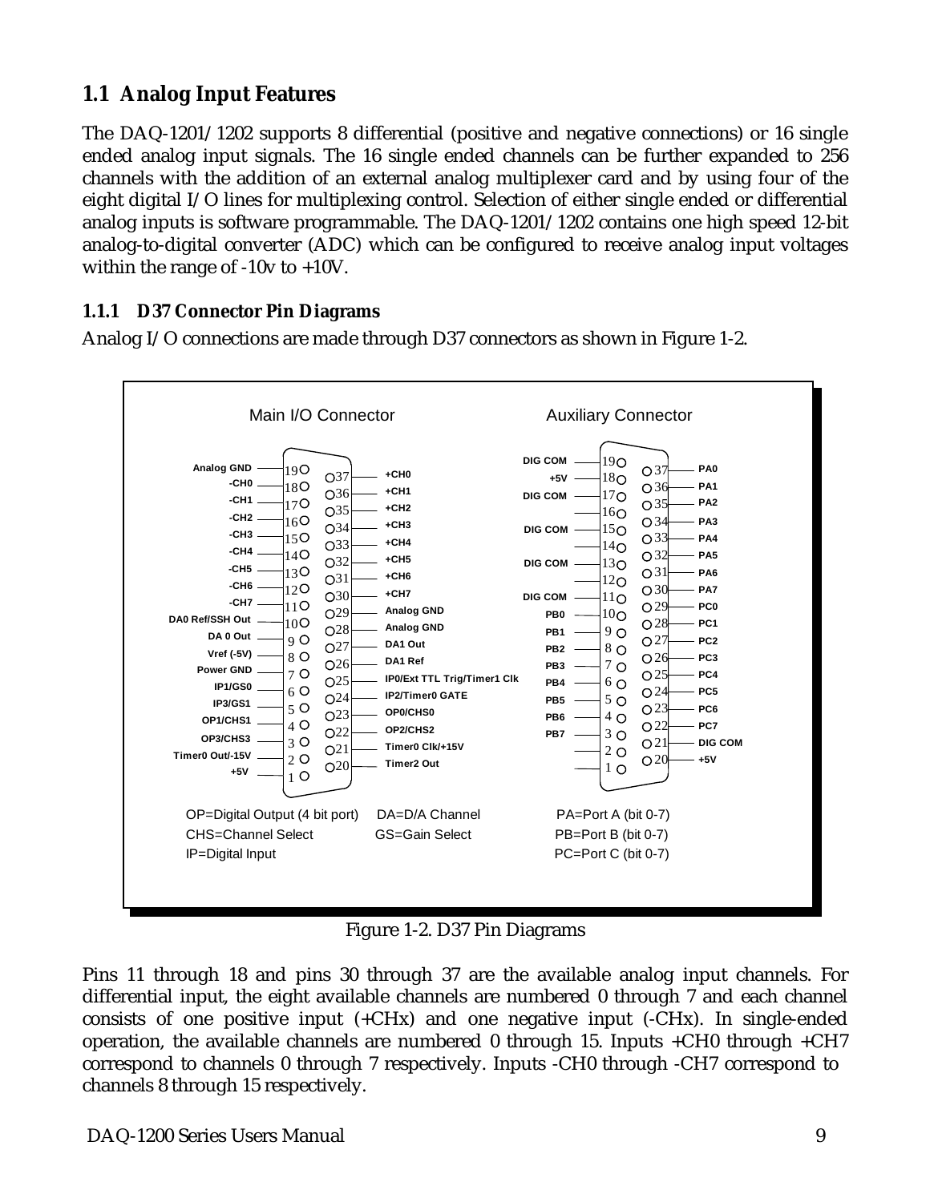## 1.1 Analog Input Features

The DAQ-1201/1202 supports 8 differential (positive and negative connections) or 16 single ended analog input signals. The 16 single ended channels can be further expanded to 256 channels with the addition of an external analog multiplexer card and by using four of the eight digital I/O lines for multiplexing control. Selection of either single ended or differential analog inputs is software programmable. The DAQ-1201/1202 contains one high speed 12-bit analog-to-digital converter (ADC) which can be configured to receive analog input voltages within the range of -10v to +10V.

### 1.1.1 D37 Connector Pin Diagrams

Analog I/O connections are made through D37 connectors as shown in Figure 1-2.

**Main I/O Connector**

| Pin | Signal | Pin | Signal |
|---|---|---|---|
| 19 | Analog GND | 37 | +CH0 |
| 18 | -CH0 | 36 | +CH1 |
| 17 | -CH1 | 35 | +CH2 |
| 16 | -CH2 | 34 | +CH3 |
| 15 | -CH3 | 33 | +CH4 |
| 14 | -CH4 | 32 | +CH5 |
| 13 | -CH5 | 31 | +CH6 |
| 12 | -CH6 | 30 | +CH7 |
| 11 | -CH7 | 29 | Analog GND |
| 10 | DA0 Ref/SSH Out | 28 | Analog GND |
| 9 | DA 0 Out | 27 | DA1 Out |
| 8 | Vref (-5V) | 26 | DA1 Ref |
| 7 | Power GND | 25 | IP0/Ext TTL Trig/Timer1 Clk |
| 6 | IP1/GS0 | 24 | IP2/Timer0 GATE |
| 5 | IP3/GS1 | 23 | OP0/CHS0 |
| 4 | OP1/CHS1 | 22 | OP2/CHS2 |
| 3 | OP3/CHS3 | 21 | Timer0 Clk/+15V |
| 2 | Timer0 Out/-15V | 20 | Timer2 Out |
| 1 | +5V | | |

**Auxiliary Connector**

| Pin | Signal | Pin | Signal |
|---|---|---|---|
| 19 | DIG COM | 37 | PA0 |
| 18 | +5V | 36 | PA1 |
| 17 | DIG COM | 35 | PA2 |
| 16 | | 34 | PA3 |
| 15 | DIG COM | 33 | PA4 |
| 14 | | 32 | PA5 |
| 13 | DIG COM | 31 | PA6 |
| 12 | | 30 | PA7 |
| 11 | DIG COM | 29 | PC0 |
| 10 | PB0 | 28 | PC1 |
| 9 | PB1 | 27 | PC2 |
| 8 | PB2 | 26 | PC3 |
| 7 | PB3 | 25 | PC4 |
| 6 | PB4 | 24 | PC5 |
| 5 | PB5 | 23 | PC6 |
| 4 | PB6 | 22 | PC7 |
| 3 | PB7 | 21 | DIG COM |
| 2 | | 20 | +5V |
| 1 | | | |

OP=Digital Output (4 bit port)  DA=D/A Channel  PA=Port A (bit 0-7)
CHS=Channel Select  GS=Gain Select  PB=Port B (bit 0-7)
IP=Digital Input  PC=Port C (bit 0-7)

Figure 1-2. D37 Pin Diagrams

Pins 11 through 18 and pins 30 through 37 are the available analog input channels. For differential input, the eight available channels are numbered 0 through 7 and each channel consists of one positive input (+CHx) and one negative input (-CHx). In single-ended operation, the available channels are numbered 0 through 15. Inputs +CH0 through +CH7 correspond to channels 0 through 7 respectively. Inputs -CH0 through -CH7 correspond to channels 8 through 15 respectively.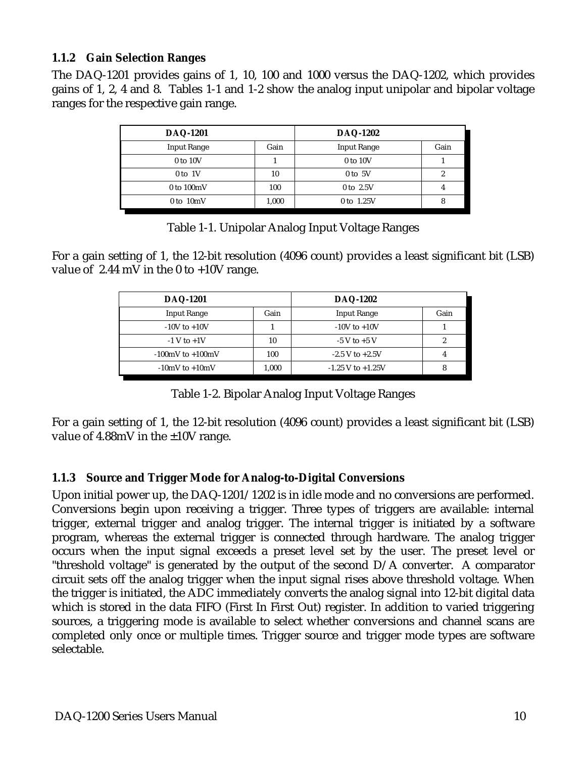### 1.1.2 Gain Selection Ranges

The DAQ-1201 provides gains of 1, 10, 100 and 1000 versus the DAQ-1202, which provides gains of 1, 2, 4 and 8. Tables 1-1 and 1-2 show the analog input unipolar and bipolar voltage ranges for the respective gain range.

| DAQ-1201 | | DAQ-1202 | |
|---|---|---|---|
| Input Range | Gain | Input Range | Gain |
| 0 to 10V | 1 | 0 to 10V | 1 |
| 0 to 1V | 10 | 0 to 5V | 2 |
| 0 to 100mV | 100 | 0 to 2.5V | 4 |
| 0 to 10mV | 1,000 | 0 to 1.25V | 8 |

Table 1-1. Unipolar Analog Input Voltage Ranges

For a gain setting of 1, the 12-bit resolution (4096 count) provides a least significant bit (LSB) value of 2.44 mV in the 0 to +10V range.

| DAQ-1201 | | DAQ-1202 | |
|---|---|---|---|
| Input Range | Gain | Input Range | Gain |
| -10V to +10V | 1 | -10V to +10V | 1 |
| -1 V to +1V | 10 | -5 V to +5 V | 2 |
| -100mV to +100mV | 100 | -2.5 V to +2.5V | 4 |
| -10mV to +10mV | 1,000 | -1.25 V to +1.25V | 8 |

Table 1-2. Bipolar Analog Input Voltage Ranges

For a gain setting of 1, the 12-bit resolution (4096 count) provides a least significant bit (LSB) value of 4.88mV in the ±10V range.

### 1.1.3 Source and Trigger Mode for Analog-to-Digital Conversions

Upon initial power up, the DAQ-1201/1202 is in idle mode and no conversions are performed. Conversions begin upon receiving a trigger. Three types of triggers are available: internal trigger, external trigger and analog trigger. The internal trigger is initiated by a software program, whereas the external trigger is connected through hardware. The analog trigger occurs when the input signal exceeds a preset level set by the user. The preset level or "threshold voltage" is generated by the output of the second D/A converter. A comparator circuit sets off the analog trigger when the input signal rises above threshold voltage. When the trigger is initiated, the ADC immediately converts the analog signal into 12-bit digital data which is stored in the data FIFO (First In First Out) register. In addition to varied triggering sources, a triggering mode is available to select whether conversions and channel scans are completed only once or multiple times. Trigger source and trigger mode types are software selectable.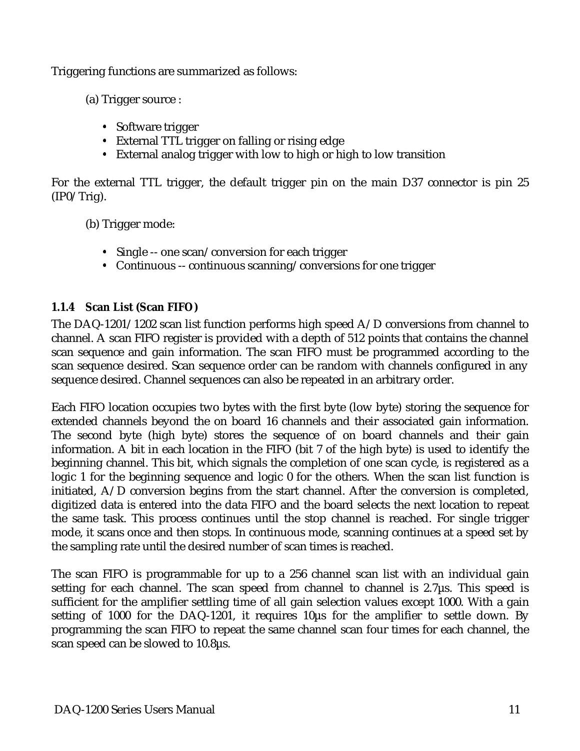Triggering functions are summarized as follows:

(a) Trigger source :

- Software trigger
- External TTL trigger on falling or rising edge
- External analog trigger with low to high or high to low transition

For the external TTL trigger, the default trigger pin on the main D37 connector is pin 25 (IP0/Trig).

(b) Trigger mode:

- Single -- one scan/conversion for each trigger
- Continuous -- continuous scanning/conversions for one trigger

### 1.1.4 Scan List (Scan FIFO)

The DAQ-1201/1202 scan list function performs high speed A/D conversions from channel to channel. A scan FIFO register is provided with a depth of 512 points that contains the channel scan sequence and gain information. The scan FIFO must be programmed according to the scan sequence desired. Scan sequence order can be random with channels configured in any sequence desired. Channel sequences can also be repeated in an arbitrary order.

Each FIFO location occupies two bytes with the first byte (low byte) storing the sequence for extended channels beyond the on board 16 channels and their associated gain information. The second byte (high byte) stores the sequence of on board channels and their gain information. A bit in each location in the FIFO (bit 7 of the high byte) is used to identify the beginning channel. This bit, which signals the completion of one scan cycle, is registered as a logic 1 for the beginning sequence and logic 0 for the others. When the scan list function is initiated, A/D conversion begins from the start channel. After the conversion is completed, digitized data is entered into the data FIFO and the board selects the next location to repeat the same task. This process continues until the stop channel is reached. For single trigger mode, it scans once and then stops. In continuous mode, scanning continues at a speed set by the sampling rate until the desired number of scan times is reached.

The scan FIFO is programmable for up to a 256 channel scan list with an individual gain setting for each channel. The scan speed from channel to channel is 2.7µs. This speed is sufficient for the amplifier settling time of all gain selection values except 1000. With a gain setting of 1000 for the DAQ-1201, it requires 10µs for the amplifier to settle down. By programming the scan FIFO to repeat the same channel scan four times for each channel, the scan speed can be slowed to 10.8µs.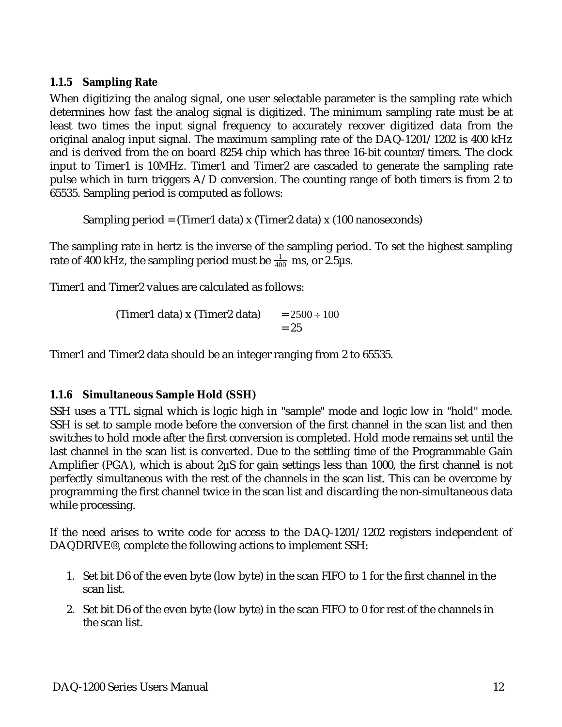### 1.1.5 Sampling Rate

When digitizing the analog signal, one user selectable parameter is the sampling rate which determines how fast the analog signal is digitized. The minimum sampling rate must be at least two times the input signal frequency to accurately recover digitized data from the original analog input signal. The maximum sampling rate of the DAQ-1201/1202 is 400 kHz and is derived from the on board 8254 chip which has three 16-bit counter/timers. The clock input to Timer1 is 10MHz. Timer1 and Timer2 are cascaded to generate the sampling rate pulse which in turn triggers A/D conversion. The counting range of both timers is from 2 to 65535. Sampling period is computed as follows:

Sampling period = (Timer1 data) x (Timer2 data) x (100 nanoseconds)

The sampling rate in hertz is the inverse of the sampling period. To set the highest sampling rate of 400 kHz, the sampling period must be $\frac{1}{400}$ ms, or 2.5µs.

Timer1 and Timer2 values are calculated as follows:

$$
\begin{aligned}
\text{(Timer1 data) x (Timer2 data)} &= 2500 \div 100 \\
&= 25
\end{aligned}
$$

Timer1 and Timer2 data should be an integer ranging from 2 to 65535.

### 1.1.6 Simultaneous Sample Hold (SSH)

SSH uses a TTL signal which is logic high in "sample" mode and logic low in "hold" mode. SSH is set to sample mode before the conversion of the first channel in the scan list and then switches to hold mode after the first conversion is completed. Hold mode remains set until the last channel in the scan list is converted. Due to the settling time of the Programmable Gain Amplifier (PGA), which is about 2µS for gain settings less than 1000, the first channel is not perfectly simultaneous with the rest of the channels in the scan list. This can be overcome by programming the first channel twice in the scan list and discarding the non-simultaneous data while processing.

If the need arises to write code for access to the DAQ-1201/1202 registers independent of DAQDRIVE®, complete the following actions to implement SSH:

1. Set bit D6 of the even byte (low byte) in the scan FIFO to 1 for the first channel in the scan list.
2. Set bit D6 of the even byte (low byte) in the scan FIFO to 0 for rest of the channels in the scan list.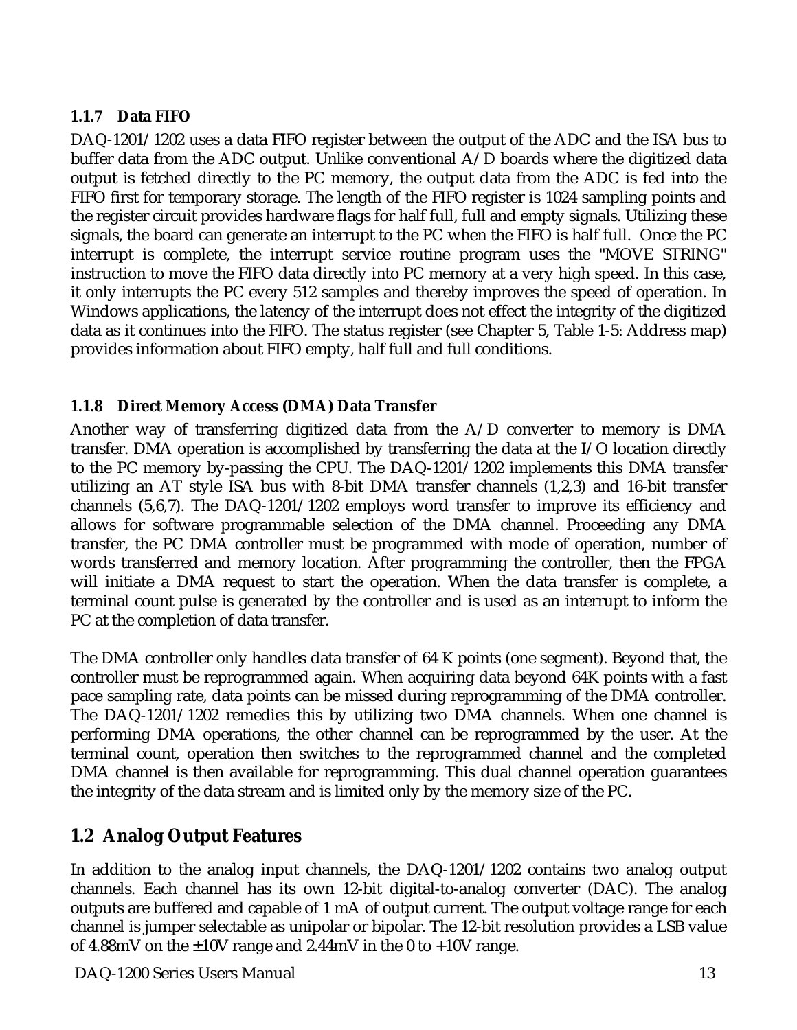### 1.1.7 Data FIFO

DAQ-1201/1202 uses a data FIFO register between the output of the ADC and the ISA bus to buffer data from the ADC output. Unlike conventional A/D boards where the digitized data output is fetched directly to the PC memory, the output data from the ADC is fed into the FIFO first for temporary storage. The length of the FIFO register is 1024 sampling points and the register circuit provides hardware flags for half full, full and empty signals. Utilizing these signals, the board can generate an interrupt to the PC when the FIFO is half full. Once the PC interrupt is complete, the interrupt service routine program uses the "MOVE STRING" instruction to move the FIFO data directly into PC memory at a very high speed. In this case, it only interrupts the PC every 512 samples and thereby improves the speed of operation. In Windows applications, the latency of the interrupt does not effect the integrity of the digitized data as it continues into the FIFO. The status register (see Chapter 5, Table 1-5: Address map) provides information about FIFO empty, half full and full conditions.

### 1.1.8 Direct Memory Access (DMA) Data Transfer

Another way of transferring digitized data from the A/D converter to memory is DMA transfer. DMA operation is accomplished by transferring the data at the I/O location directly to the PC memory by-passing the CPU. The DAQ-1201/1202 implements this DMA transfer utilizing an AT style ISA bus with 8-bit DMA transfer channels (1,2,3) and 16-bit transfer channels (5,6,7). The DAQ-1201/1202 employs word transfer to improve its efficiency and allows for software programmable selection of the DMA channel. Proceeding any DMA transfer, the PC DMA controller must be programmed with mode of operation, number of words transferred and memory location. After programming the controller, then the FPGA will initiate a DMA request to start the operation. When the data transfer is complete, a terminal count pulse is generated by the controller and is used as an interrupt to inform the PC at the completion of data transfer.

The DMA controller only handles data transfer of 64 K points (one segment). Beyond that, the controller must be reprogrammed again. When acquiring data beyond 64K points with a fast pace sampling rate, data points can be missed during reprogramming of the DMA controller. The DAQ-1201/1202 remedies this by utilizing two DMA channels. When one channel is performing DMA operations, the other channel can be reprogrammed by the user. At the terminal count, operation then switches to the reprogrammed channel and the completed DMA channel is then available for reprogramming. This dual channel operation guarantees the integrity of the data stream and is limited only by the memory size of the PC.

## 1.2 Analog Output Features

In addition to the analog input channels, the DAQ-1201/1202 contains two analog output channels. Each channel has its own 12-bit digital-to-analog converter (DAC). The analog outputs are buffered and capable of 1 mA of output current. The output voltage range for each channel is jumper selectable as unipolar or bipolar. The 12-bit resolution provides a LSB value of 4.88mV on the ±10V range and 2.44mV in the 0 to +10V range.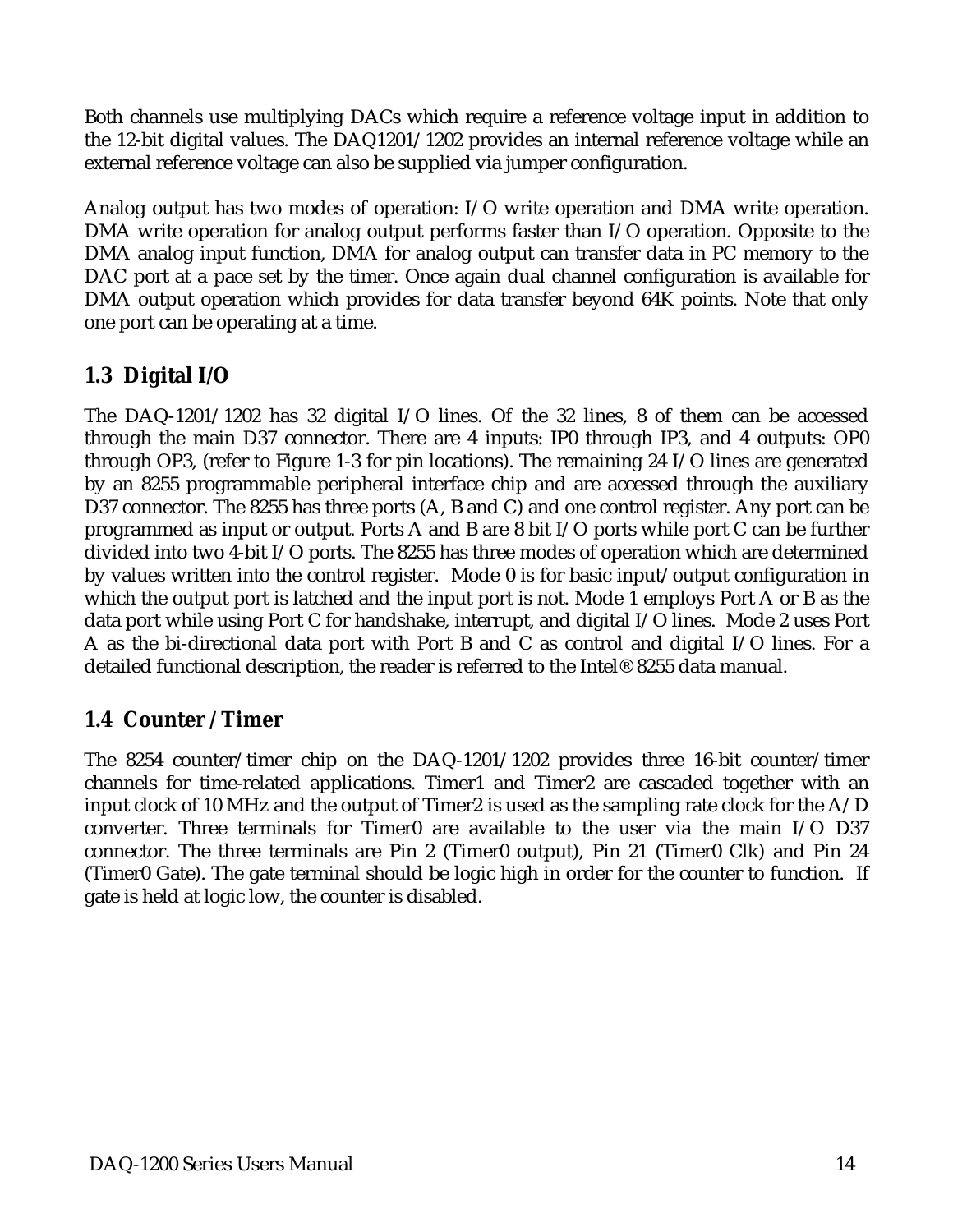Both channels use multiplying DACs which require a reference voltage input in addition to the 12-bit digital values. The DAQ1201/1202 provides an internal reference voltage while an external reference voltage can also be supplied via jumper configuration.

Analog output has two modes of operation: I/O write operation and DMA write operation. DMA write operation for analog output performs faster than I/O operation. Opposite to the DMA analog input function, DMA for analog output can transfer data in PC memory to the DAC port at a pace set by the timer. Once again dual channel configuration is available for DMA output operation which provides for data transfer beyond 64K points. Note that only one port can be operating at a time.

## 1.3 Digital I/O

The DAQ-1201/1202 has 32 digital I/O lines. Of the 32 lines, 8 of them can be accessed through the main D37 connector. There are 4 inputs: IP0 through IP3, and 4 outputs: OP0 through OP3, (refer to Figure 1-3 for pin locations). The remaining 24 I/O lines are generated by an 8255 programmable peripheral interface chip and are accessed through the auxiliary D37 connector. The 8255 has three ports (A, B and C) and one control register. Any port can be programmed as input or output. Ports A and B are 8 bit I/O ports while port C can be further divided into two 4-bit I/O ports. The 8255 has three modes of operation which are determined by values written into the control register. Mode 0 is for basic input/output configuration in which the output port is latched and the input port is not. Mode 1 employs Port A or B as the data port while using Port C for handshake, interrupt, and digital I/O lines. Mode 2 uses Port A as the bi-directional data port with Port B and C as control and digital I/O lines. For a detailed functional description, the reader is referred to the Intel® 8255 data manual.

## 1.4 Counter /Timer

The 8254 counter/timer chip on the DAQ-1201/1202 provides three 16-bit counter/timer channels for time-related applications. Timer1 and Timer2 are cascaded together with an input clock of 10 MHz and the output of Timer2 is used as the sampling rate clock for the A/D converter. Three terminals for Timer0 are available to the user via the main I/O D37 connector. The three terminals are Pin 2 (Timer0 output), Pin 21 (Timer0 Clk) and Pin 24 (Timer0 Gate). The gate terminal should be logic high in order for the counter to function. If gate is held at logic low, the counter is disabled.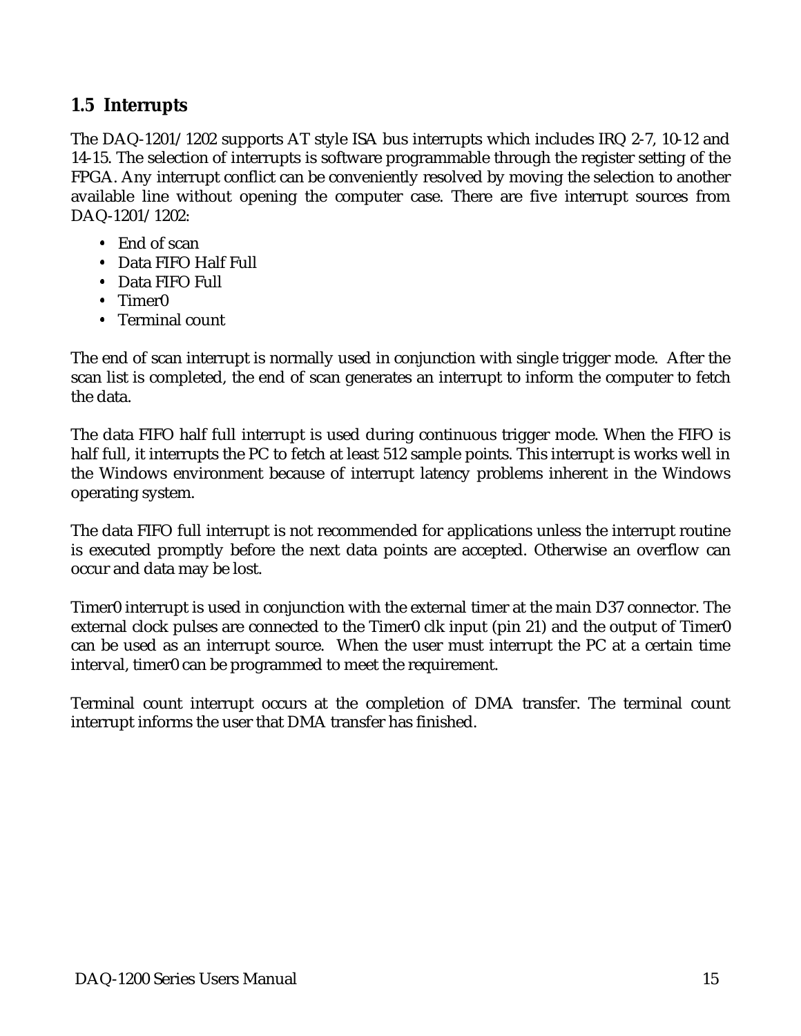## 1.5 Interrupts

The DAQ-1201/1202 supports AT style ISA bus interrupts which includes IRQ 2-7, 10-12 and 14-15. The selection of interrupts is software programmable through the register setting of the FPGA. Any interrupt conflict can be conveniently resolved by moving the selection to another available line without opening the computer case. There are five interrupt sources from DAQ-1201/1202:

- End of scan
- Data FIFO Half Full
- Data FIFO Full
- Timer0
- Terminal count

The end of scan interrupt is normally used in conjunction with single trigger mode. After the scan list is completed, the end of scan generates an interrupt to inform the computer to fetch the data.

The data FIFO half full interrupt is used during continuous trigger mode. When the FIFO is half full, it interrupts the PC to fetch at least 512 sample points. This interrupt is works well in the Windows environment because of interrupt latency problems inherent in the Windows operating system.

The data FIFO full interrupt is not recommended for applications unless the interrupt routine is executed promptly before the next data points are accepted. Otherwise an overflow can occur and data may be lost.

Timer0 interrupt is used in conjunction with the external timer at the main D37 connector. The external clock pulses are connected to the Timer0 clk input (pin 21) and the output of Timer0 can be used as an interrupt source. When the user must interrupt the PC at a certain time interval, timer0 can be programmed to meet the requirement.

Terminal count interrupt occurs at the completion of DMA transfer. The terminal count interrupt informs the user that DMA transfer has finished.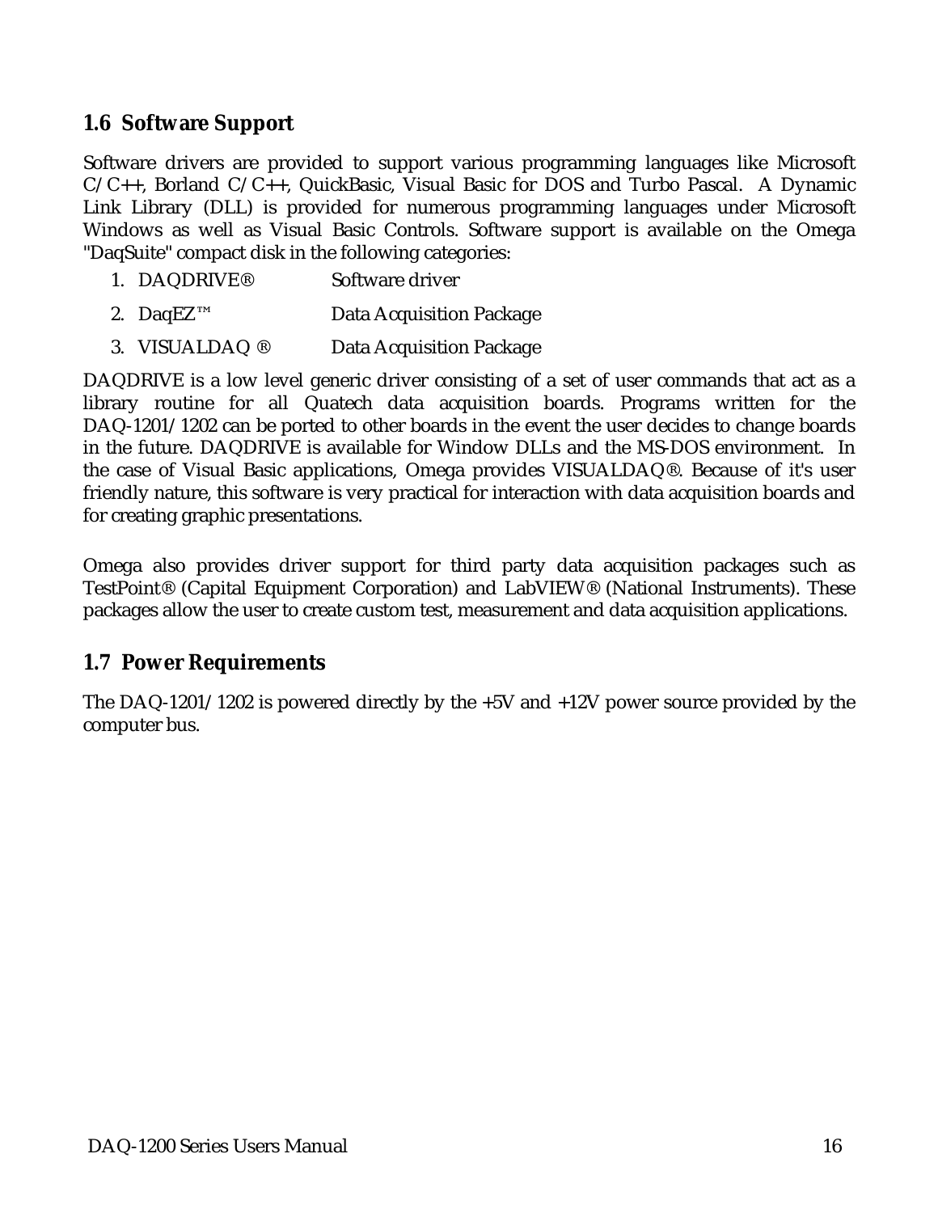## 1.6 Software Support

Software drivers are provided to support various programming languages like Microsoft C/C++, Borland C/C++, QuickBasic, Visual Basic for DOS and Turbo Pascal. A Dynamic Link Library (DLL) is provided for numerous programming languages under Microsoft Windows as well as Visual Basic Controls. Software support is available on the Omega "DaqSuite" compact disk in the following categories:

1. DAQDRIVE® Software driver
2. DaqEZ™ Data Acquisition Package
3. VISUALDAQ ® Data Acquisition Package

DAQDRIVE is a low level generic driver consisting of a set of user commands that act as a library routine for all Quatech data acquisition boards. Programs written for the DAQ-1201/1202 can be ported to other boards in the event the user decides to change boards in the future. DAQDRIVE is available for Window DLLs and the MS-DOS environment. In the case of Visual Basic applications, Omega provides VISUALDAQ®. Because of it's user friendly nature, this software is very practical for interaction with data acquisition boards and for creating graphic presentations.

Omega also provides driver support for third party data acquisition packages such as TestPoint® (Capital Equipment Corporation) and LabVIEW® (National Instruments). These packages allow the user to create custom test, measurement and data acquisition applications.

## 1.7 Power Requirements

The DAQ-1201/1202 is powered directly by the +5V and +12V power source provided by the computer bus.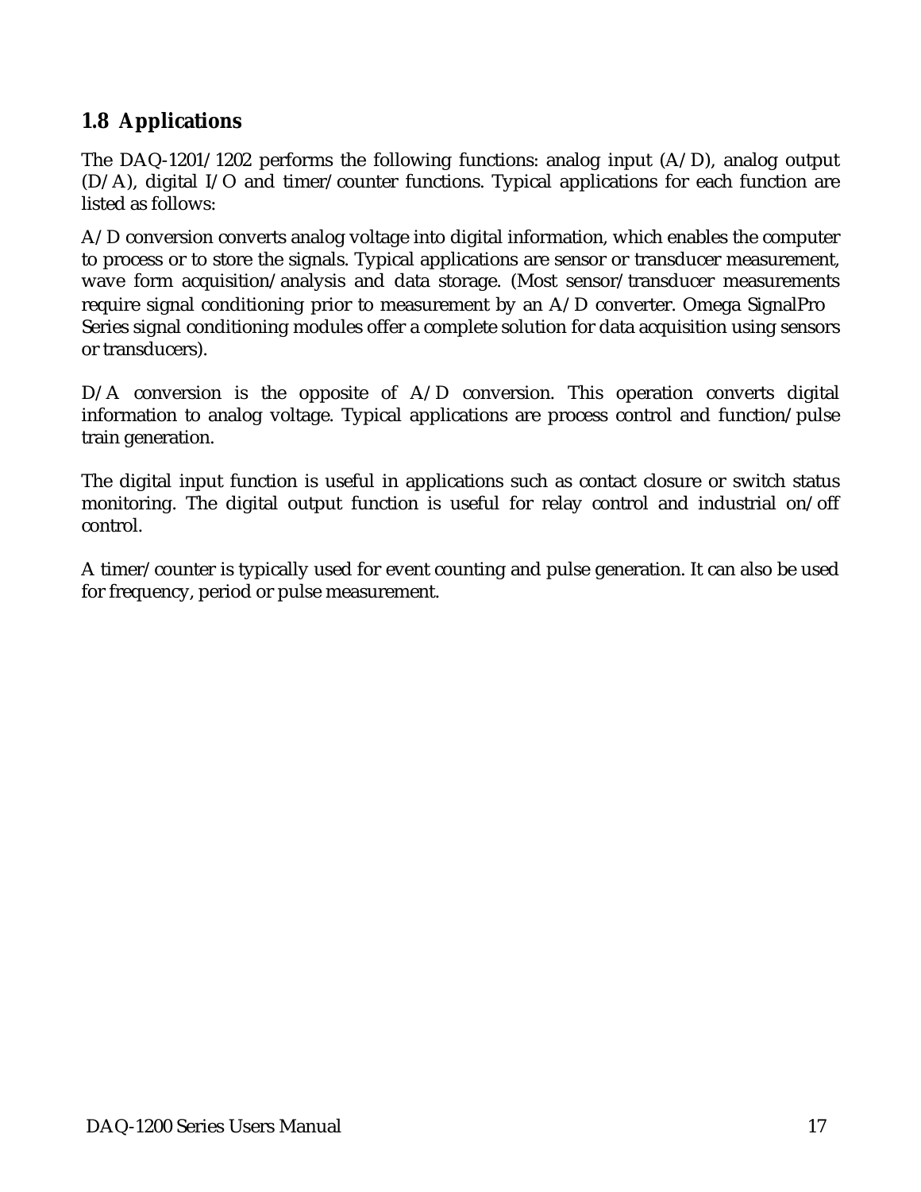## 1.8 Applications

The DAQ-1201/1202 performs the following functions: analog input (A/D), analog output (D/A), digital I/O and timer/counter functions. Typical applications for each function are listed as follows:

A/D conversion converts analog voltage into digital information, which enables the computer to process or to store the signals. Typical applications are sensor or transducer measurement, wave form acquisition/analysis and data storage. (Most sensor/transducer measurements require signal conditioning prior to measurement by an A/D converter. Omega SignalPro Series signal conditioning modules offer a complete solution for data acquisition using sensors or transducers).

D/A conversion is the opposite of A/D conversion. This operation converts digital information to analog voltage. Typical applications are process control and function/pulse train generation.

The digital input function is useful in applications such as contact closure or switch status monitoring. The digital output function is useful for relay control and industrial on/off control.

A timer/counter is typically used for event counting and pulse generation. It can also be used for frequency, period or pulse measurement.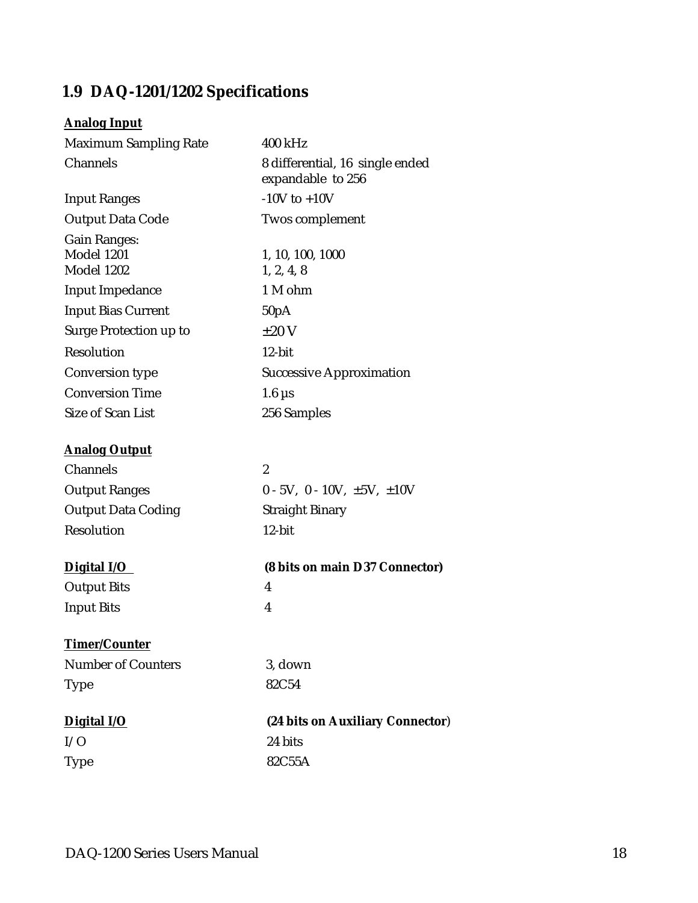## 1.9 DAQ-1201/1202 Specifications

**Analog Input**

| | |
|---|---|
| Maximum Sampling Rate | 400 kHz |
| Channels | 8 differential, 16 single ended expandable to 256 |
| Input Ranges | -10V to +10V |
| Output Data Code | Twos complement |
| Gain Ranges: | |
| Model 1201 | 1, 10, 100, 1000 |
| Model 1202 | 1, 2, 4, 8 |
| Input Impedance | 1 M ohm |
| Input Bias Current | 50pA |
| Surge Protection up to | ±20 V |
| Resolution | 12-bit |
| Conversion type | Successive Approximation |
| Conversion Time | 1.6 µs |
| Size of Scan List | 256 Samples |

**Analog Output**

| | |
|---|---|
| Channels | 2 |
| Output Ranges | 0 - 5V, 0 - 10V, ±5V, ±10V |
| Output Data Coding | Straight Binary |
| Resolution | 12-bit |

**Digital I/O** **(8 bits on main D37 Connector)**

| | |
|---|---|
| Output Bits | 4 |
| Input Bits | 4 |

**Timer/Counter**

| | |
|---|---|
| Number of Counters | 3, down |
| Type | 82C54 |

**Digital I/O** **(24 bits on Auxiliary Connector)**

| | |
|---|---|
| I/O | 24 bits |
| Type | 82C55A |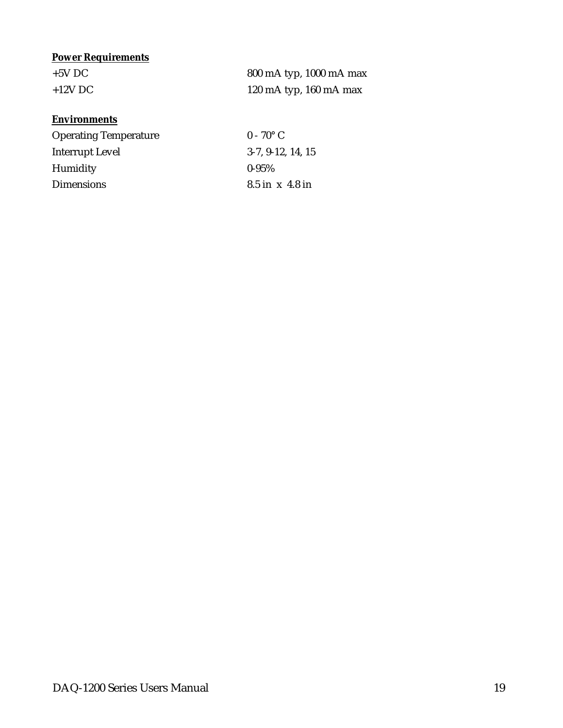**Power Requirements**

| | |
|---|---|
| +5V DC | 800 mA typ, 1000 mA max |
| +12V DC | 120 mA typ, 160 mA max |

**Environments**

| | |
|---|---|
| Operating Temperature | 0 - 70° C |
| Interrupt Level | 3-7, 9-12, 14, 15 |
| Humidity | 0-95% |
| Dimensions | 8.5 in x 4.8 in |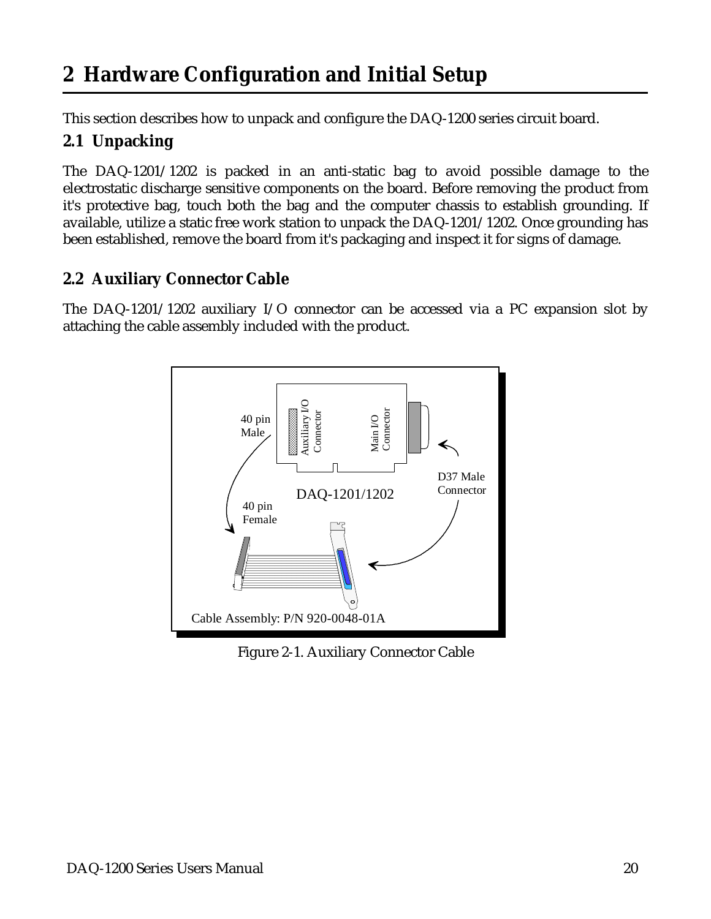# 2 Hardware Configuration and Initial Setup

This section describes how to unpack and configure the DAQ-1200 series circuit board.

## 2.1 Unpacking

The DAQ-1201/1202 is packed in an anti-static bag to avoid possible damage to the electrostatic discharge sensitive components on the board. Before removing the product from it's protective bag, touch both the bag and the computer chassis to establish grounding. If available, utilize a static free work station to unpack the DAQ-1201/1202. Once grounding has been established, remove the board from it's packaging and inspect it for signs of damage.

## 2.2 Auxiliary Connector Cable

The DAQ-1201/1202 auxiliary I/O connector can be accessed via a PC expansion slot by attaching the cable assembly included with the product.

Auxiliary I/O Connector

Main I/O Connector

40 pin Male

D37 Male Connector

DAQ-1201/1202

40 pin Female

Cable Assembly: P/N 920-0048-01A

Figure 2-1. Auxiliary Connector Cable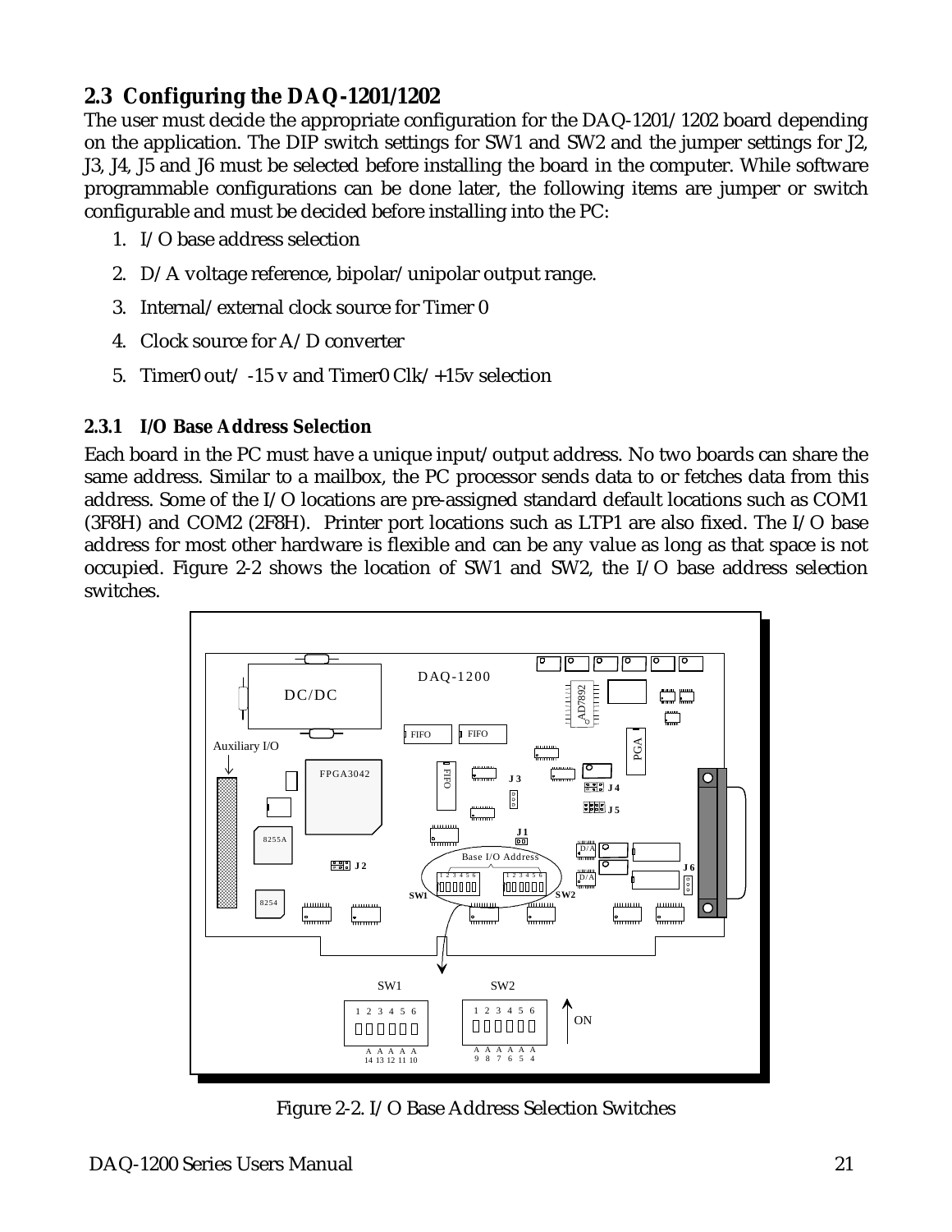## 2.3 Configuring the DAQ-1201/1202

The user must decide the appropriate configuration for the DAQ-1201/1202 board depending on the application. The DIP switch settings for SW1 and SW2 and the jumper settings for J2, J3, J4, J5 and J6 must be selected before installing the board in the computer. While software programmable configurations can be done later, the following items are jumper or switch configurable and must be decided before installing into the PC:

1. I/O base address selection
2. D/A voltage reference, bipolar/unipolar output range.
3. Internal/external clock source for Timer 0
4. Clock source for A/D converter
5. Timer0 out/ -15 v and Timer0 Clk/+15v selection

### 2.3.1 I/O Base Address Selection

Each board in the PC must have a unique input/output address. No two boards can share the same address. Similar to a mailbox, the PC processor sends data to or fetches data from this address. Some of the I/O locations are pre-assigned standard default locations such as COM1 (3F8H) and COM2 (2F8H). Printer port locations such as LTP1 are also fixed. The I/O base address for most other hardware is flexible and can be any value as long as that space is not occupied. Figure 2-2 shows the location of SW1 and SW2, the I/O base address selection switches.

Figure 2-2. I/O Base Address Selection Switches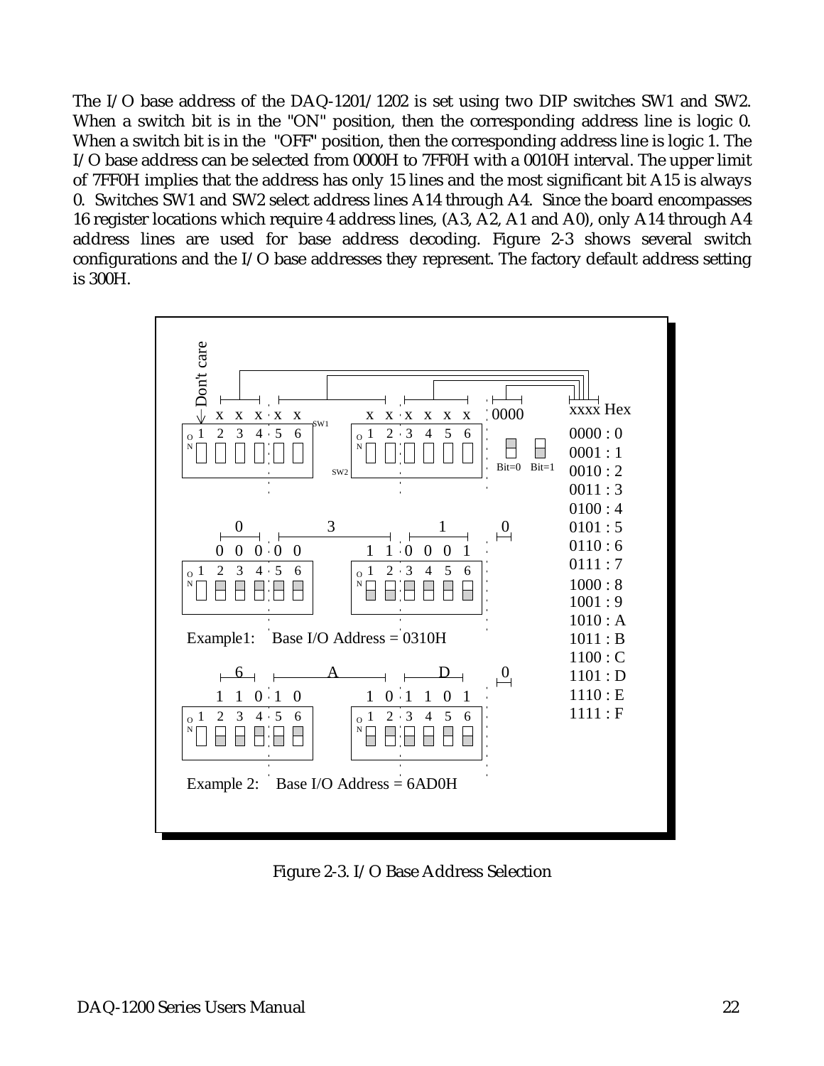The I/O base address of the DAQ-1201/1202 is set using two DIP switches SW1 and SW2. When a switch bit is in the "ON" position, then the corresponding address line is logic 0. When a switch bit is in the "OFF" position, then the corresponding address line is logic 1. The I/O base address can be selected from 0000H to 7FF0H with a 0010H interval. The upper limit of 7FF0H implies that the address has only 15 lines and the most significant bit A15 is always 0. Switches SW1 and SW2 select address lines A14 through A4. Since the board encompasses 16 register locations which require 4 address lines, (A3, A2, A1 and A0), only A14 through A4 address lines are used for base address decoding. Figure 2-3 shows several switch configurations and the I/O base addresses they represent. The factory default address setting is 300H.

Figure 2-3. I/O Base Address Selection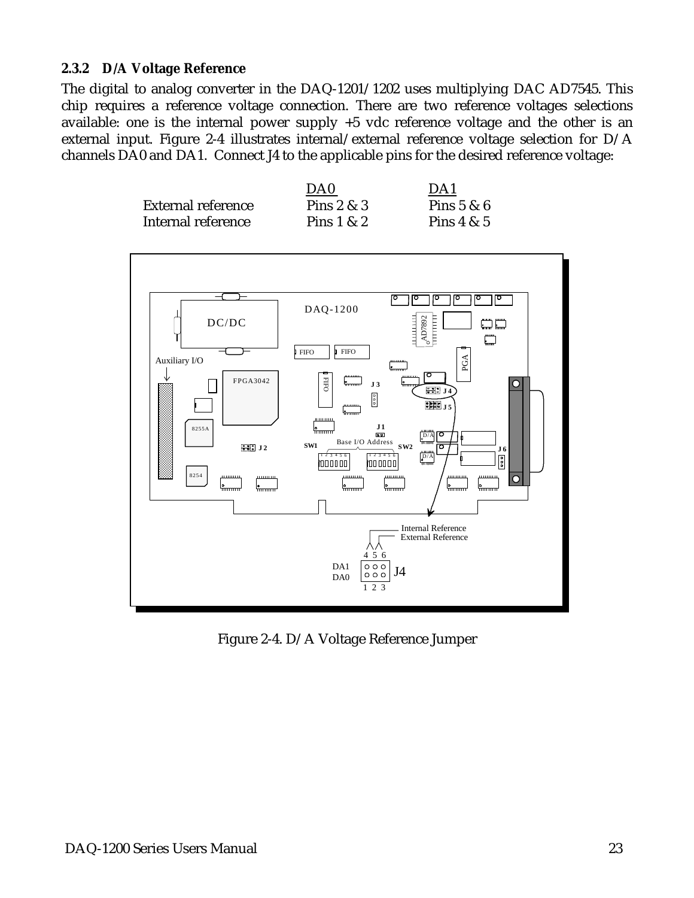### 2.3.2 D/A Voltage Reference

The digital to analog converter in the DAQ-1201/1202 uses multiplying DAC AD7545. This chip requires a reference voltage connection. There are two reference voltages selections available: one is the internal power supply +5 vdc reference voltage and the other is an external input. Figure 2-4 illustrates internal/external reference voltage selection for D/A channels DA0 and DA1. Connect J4 to the applicable pins for the desired reference voltage:

| | DA0 | DA1 |
|---|---|---|
| External reference | Pins 2 & 3 | Pins 5 & 6 |
| Internal reference | Pins 1 & 2 | Pins 4 & 5 |

Figure 2-4. D/A Voltage Reference Jumper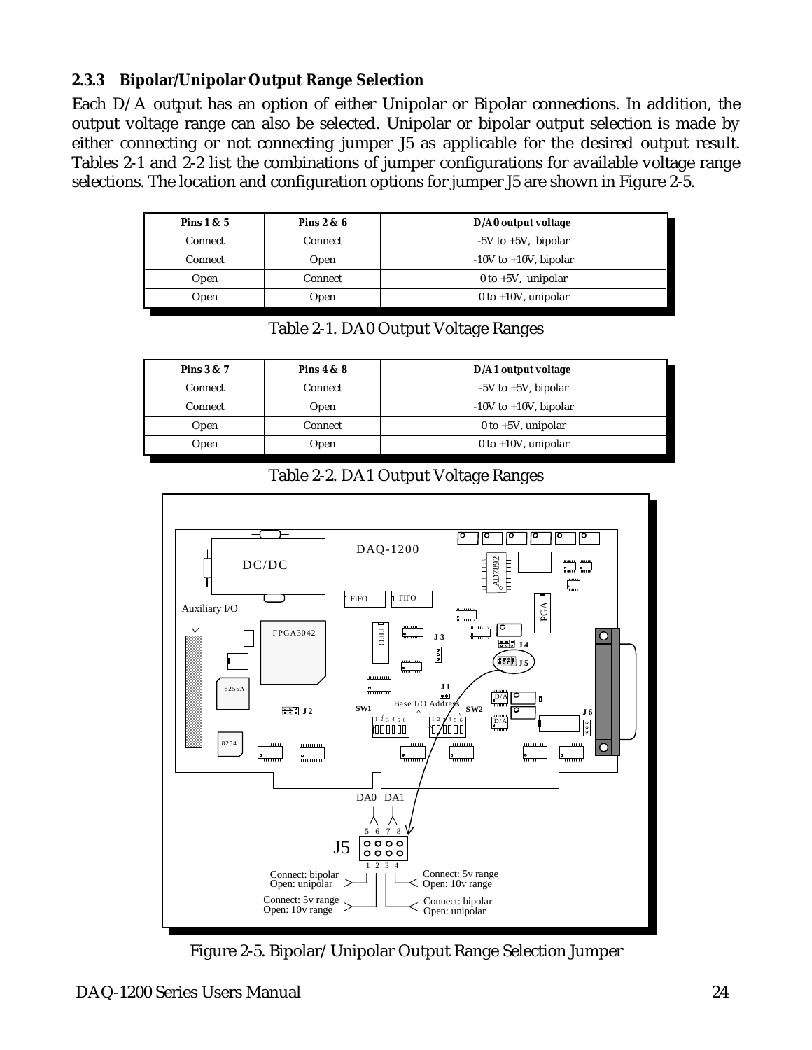### 2.3.3 Bipolar/Unipolar Output Range Selection

Each D/A output has an option of either Unipolar or Bipolar connections. In addition, the output voltage range can also be selected. Unipolar or bipolar output selection is made by either connecting or not connecting jumper J5 as applicable for the desired output result. Tables 2-1 and 2-2 list the combinations of jumper configurations for available voltage range selections. The location and configuration options for jumper J5 are shown in Figure 2-5.

| Pins 1 & 5 | Pins 2 & 6 | D/A0 output voltage |
|---|---|---|
| Connect | Connect | -5V to +5V, bipolar |
| Connect | Open | -10V to +10V, bipolar |
| Open | Connect | 0 to +5V, unipolar |
| Open | Open | 0 to +10V, unipolar |

Table 2-1. DA0 Output Voltage Ranges

| Pins 3 & 7 | Pins 4 & 8 | D/A1 output voltage |
|---|---|---|
| Connect | Connect | -5V to +5V, bipolar |
| Connect | Open | -10V to +10V, bipolar |
| Open | Connect | 0 to +5V, unipolar |
| Open | Open | 0 to +10V, unipolar |

Table 2-2. DA1 Output Voltage Ranges

Figure 2-5. Bipolar/Unipolar Output Range Selection Jumper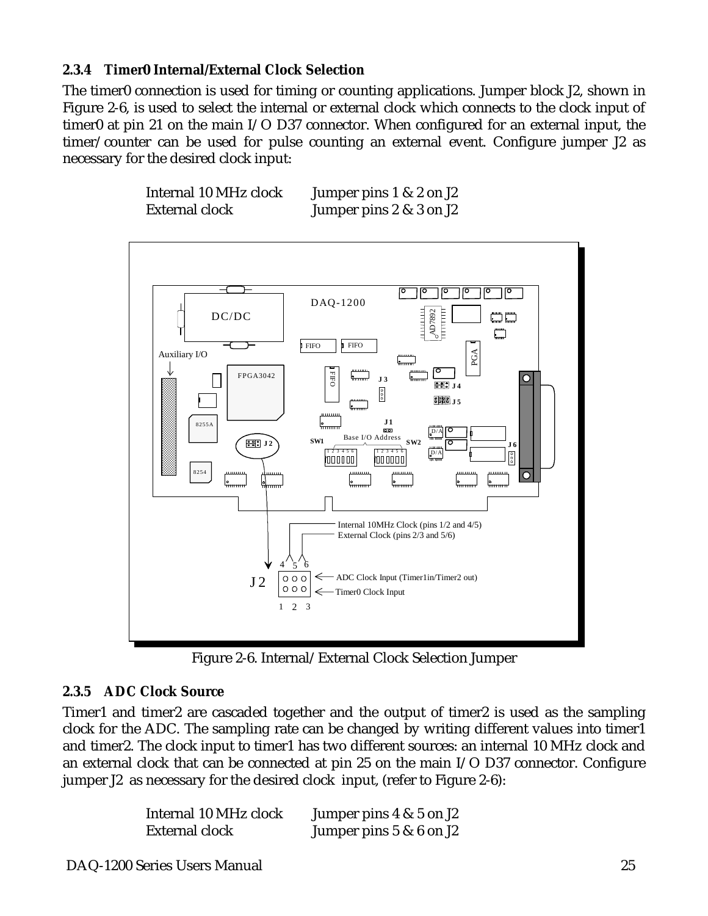### 2.3.4 Timer0 Internal/External Clock Selection

The timer0 connection is used for timing or counting applications. Jumper block J2, shown in Figure 2-6, is used to select the internal or external clock which connects to the clock input of timer0 at pin 21 on the main I/O D37 connector. When configured for an external input, the timer/counter can be used for pulse counting an external event. Configure jumper J2 as necessary for the desired clock input:

| | |
|---|---|
| Internal 10 MHz clock | Jumper pins 1 & 2 on J2 |
| External clock | Jumper pins 2 & 3 on J2 |

Figure 2-6. Internal/External Clock Selection Jumper

### 2.3.5 ADC Clock Source

Timer1 and timer2 are cascaded together and the output of timer2 is used as the sampling clock for the ADC. The sampling rate can be changed by writing different values into timer1 and timer2. The clock input to timer1 has two different sources: an internal 10 MHz clock and an external clock that can be connected at pin 25 on the main I/O D37 connector. Configure jumper J2 as necessary for the desired clock input, (refer to Figure 2-6):

| | |
|---|---|
| Internal 10 MHz clock | Jumper pins 4 & 5 on J2 |
| External clock | Jumper pins 5 & 6 on J2 |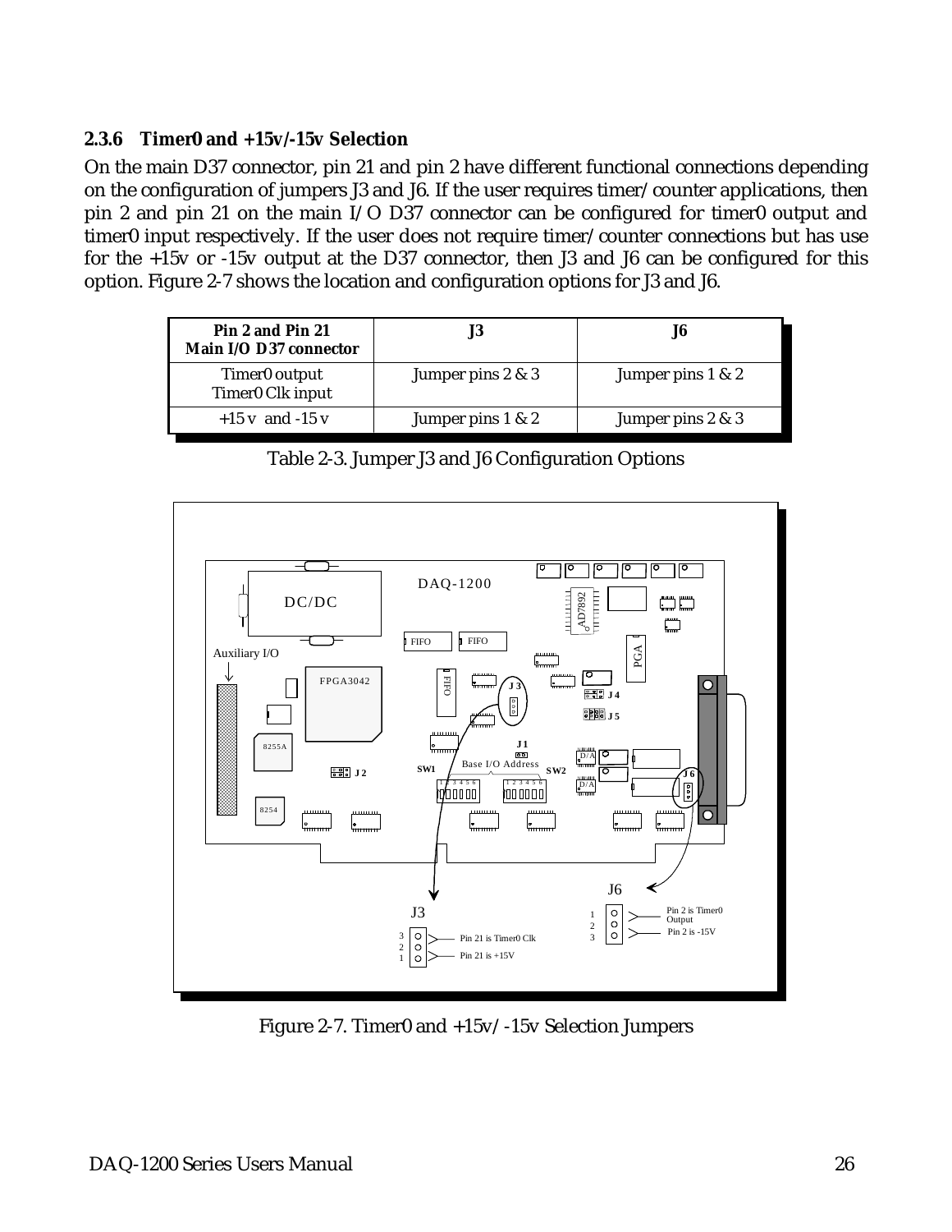### 2.3.6 Timer0 and +15v/-15v Selection

On the main D37 connector, pin 21 and pin 2 have different functional connections depending on the configuration of jumpers J3 and J6. If the user requires timer/counter applications, then pin 2 and pin 21 on the main I/O D37 connector can be configured for timer0 output and timer0 input respectively. If the user does not require timer/counter connections but has use for the +15v or -15v output at the D37 connector, then J3 and J6 can be configured for this option. Figure 2-7 shows the location and configuration options for J3 and J6.

| Pin 2 and Pin 21 Main I/O D37 connector | J3 | J6 |
|---|---|---|
| Timer0 output Timer0 Clk input | Jumper pins 2 & 3 | Jumper pins 1 & 2 |
| +15 v and -15 v | Jumper pins 1 & 2 | Jumper pins 2 & 3 |

Table 2-3. Jumper J3 and J6 Configuration Options

Figure 2-7. Timer0 and +15v/-15v Selection Jumpers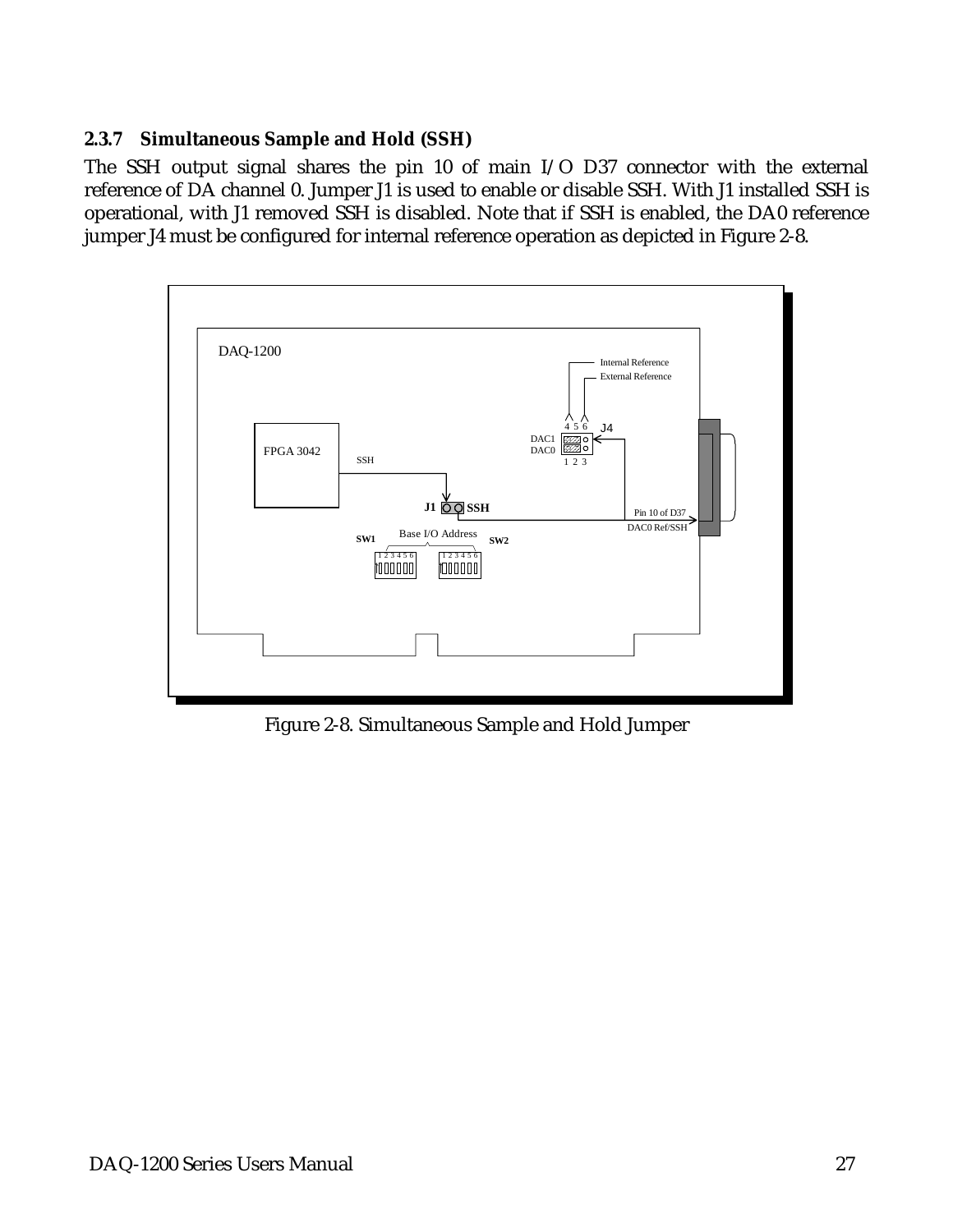### 2.3.7 Simultaneous Sample and Hold (SSH)

The SSH output signal shares the pin 10 of main I/O D37 connector with the external reference of DA channel 0. Jumper J1 is used to enable or disable SSH. With J1 installed SSH is operational, with J1 removed SSH is disabled. Note that if SSH is enabled, the DA0 reference jumper J4 must be configured for internal reference operation as depicted in Figure 2-8.

Figure 2-8. Simultaneous Sample and Hold Jumper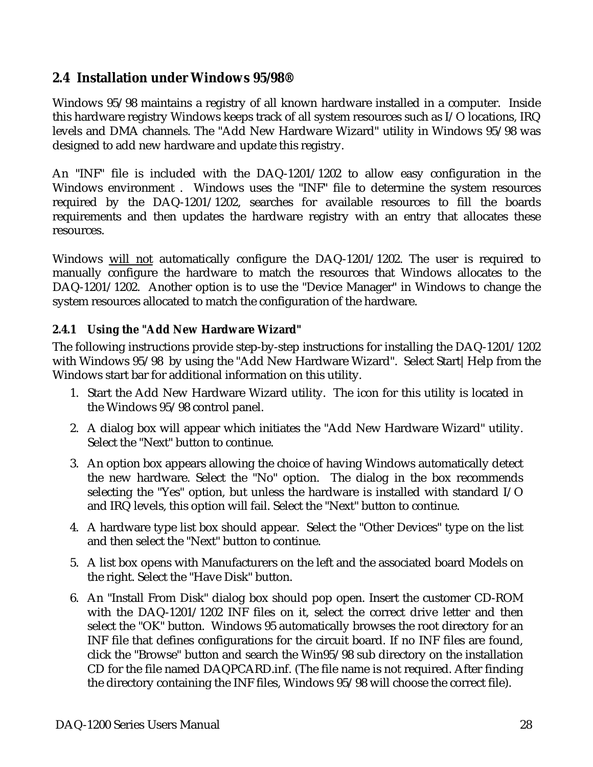## 2.4 Installation under Windows 95/98®

Windows 95/98 maintains a registry of all known hardware installed in a computer. Inside this hardware registry Windows keeps track of all system resources such as I/O locations, IRQ levels and DMA channels. The "Add New Hardware Wizard" utility in Windows 95/98 was designed to add new hardware and update this registry.

An "INF" file is included with the DAQ-1201/1202 to allow easy configuration in the Windows environment . Windows uses the "INF" file to determine the system resources required by the DAQ-1201/1202, searches for available resources to fill the boards requirements and then updates the hardware registry with an entry that allocates these resources.

Windows <u>will not</u> automatically configure the DAQ-1201/1202. The user is required to manually configure the hardware to match the resources that Windows allocates to the DAQ-1201/1202. Another option is to use the "Device Manager" in Windows to change the system resources allocated to match the configuration of the hardware.

### 2.4.1 Using the "Add New Hardware Wizard"

The following instructions provide step-by-step instructions for installing the DAQ-1201/1202 with Windows 95/98 by using the "Add New Hardware Wizard". Select Start|Help from the Windows start bar for additional information on this utility.

1. Start the Add New Hardware Wizard utility. The icon for this utility is located in the Windows 95/98 control panel.
2. A dialog box will appear which initiates the "Add New Hardware Wizard" utility. Select the "Next" button to continue.
3. An option box appears allowing the choice of having Windows automatically detect the new hardware. Select the "No" option. The dialog in the box recommends selecting the "Yes" option, but unless the hardware is installed with standard I/O and IRQ levels, this option will fail. Select the "Next" button to continue.
4. A hardware type list box should appear. Select the "Other Devices" type on the list and then select the "Next" button to continue.
5. A list box opens with Manufacturers on the left and the associated board Models on the right. Select the "Have Disk" button.
6. An "Install From Disk" dialog box should pop open. Insert the customer CD-ROM with the DAQ-1201/1202 INF files on it, select the correct drive letter and then select the "OK" button. Windows 95 automatically browses the root directory for an INF file that defines configurations for the circuit board. If no INF files are found, click the "Browse" button and search the Win95/98 sub directory on the installation CD for the file named DAQPCARD.inf. (The file name is not required. After finding the directory containing the INF files, Windows 95/98 will choose the correct file).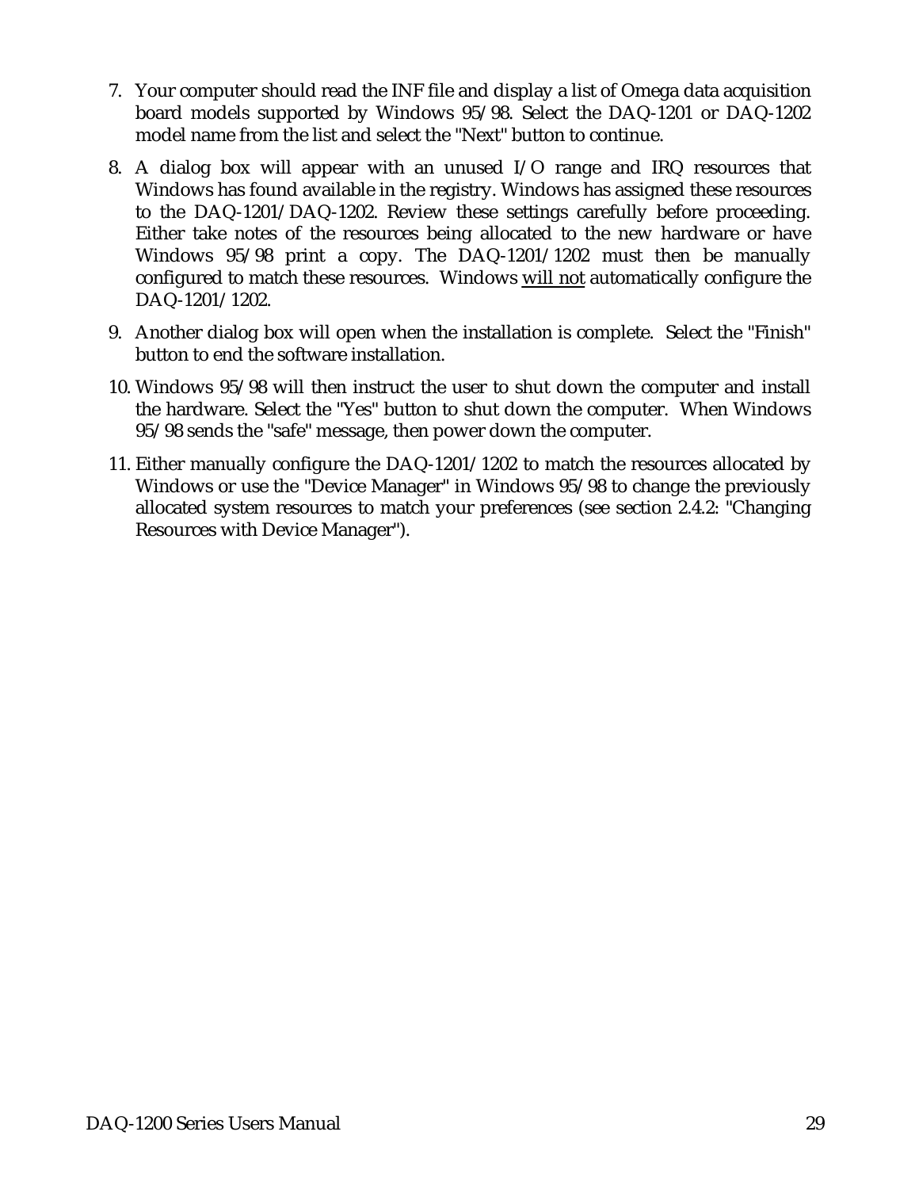7. Your computer should read the INF file and display a list of Omega data acquisition board models supported by Windows 95/98. Select the DAQ-1201 or DAQ-1202 model name from the list and select the "Next" button to continue.

8. A dialog box will appear with an unused I/O range and IRQ resources that Windows has found available in the registry. Windows has assigned these resources to the DAQ-1201/DAQ-1202. Review these settings carefully before proceeding. Either take notes of the resources being allocated to the new hardware or have Windows 95/98 print a copy. The DAQ-1201/1202 must then be manually configured to match these resources. Windows <u>will not</u> automatically configure the DAQ-1201/1202.

9. Another dialog box will open when the installation is complete. Select the "Finish" button to end the software installation.

10. Windows 95/98 will then instruct the user to shut down the computer and install the hardware. Select the "Yes" button to shut down the computer. When Windows 95/98 sends the "safe" message, then power down the computer.

11. Either manually configure the DAQ-1201/1202 to match the resources allocated by Windows or use the "Device Manager" in Windows 95/98 to change the previously allocated system resources to match your preferences (see section 2.4.2: "Changing Resources with Device Manager").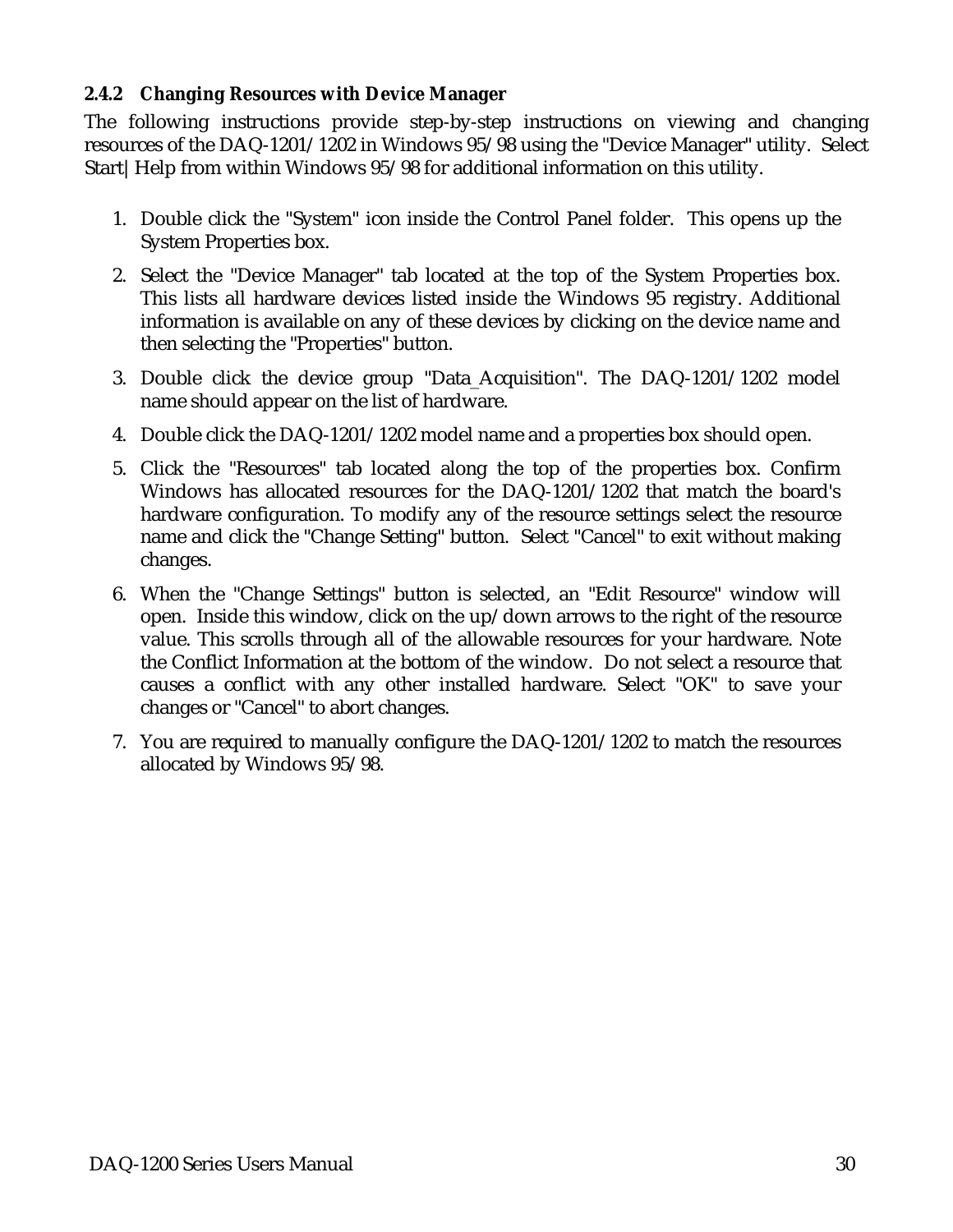### 2.4.2 Changing Resources with Device Manager

The following instructions provide step-by-step instructions on viewing and changing resources of the DAQ-1201/1202 in Windows 95/98 using the "Device Manager" utility. Select Start|Help from within Windows 95/98 for additional information on this utility.

1. Double click the "System" icon inside the Control Panel folder. This opens up the System Properties box.
2. Select the "Device Manager" tab located at the top of the System Properties box. This lists all hardware devices listed inside the Windows 95 registry. Additional information is available on any of these devices by clicking on the device name and then selecting the "Properties" button.
3. Double click the device group "Data_Acquisition". The DAQ-1201/1202 model name should appear on the list of hardware.
4. Double click the DAQ-1201/1202 model name and a properties box should open.
5. Click the "Resources" tab located along the top of the properties box. Confirm Windows has allocated resources for the DAQ-1201/1202 that match the board's hardware configuration. To modify any of the resource settings select the resource name and click the "Change Setting" button. Select "Cancel" to exit without making changes.
6. When the "Change Settings" button is selected, an "Edit Resource" window will open. Inside this window, click on the up/down arrows to the right of the resource value. This scrolls through all of the allowable resources for your hardware. Note the Conflict Information at the bottom of the window. Do not select a resource that causes a conflict with any other installed hardware. Select "OK" to save your changes or "Cancel" to abort changes.
7. You are required to manually configure the DAQ-1201/1202 to match the resources allocated by Windows 95/98.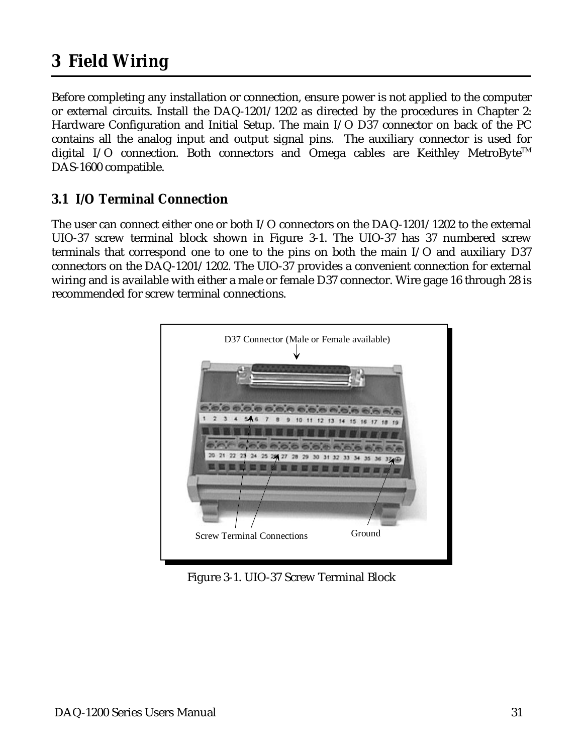# 3 Field Wiring

Before completing any installation or connection, ensure power is not applied to the computer or external circuits. Install the DAQ-1201/1202 as directed by the procedures in Chapter 2: Hardware Configuration and Initial Setup. The main I/O D37 connector on back of the PC contains all the analog input and output signal pins. The auxiliary connector is used for digital I/O connection. Both connectors and Omega cables are Keithley MetroByte™ DAS-1600 compatible.

## 3.1 I/O Terminal Connection

The user can connect either one or both I/O connectors on the DAQ-1201/1202 to the external UIO-37 screw terminal block shown in Figure 3-1. The UIO-37 has 37 numbered screw terminals that correspond one to one to the pins on both the main I/O and auxiliary D37 connectors on the DAQ-1201/1202. The UIO-37 provides a convenient connection for external wiring and is available with either a male or female D37 connector. Wire gage 16 through 28 is recommended for screw terminal connections.

D37 Connector (Male or Female available)

Screw Terminal Connections

Ground

Figure 3-1. UIO-37 Screw Terminal Block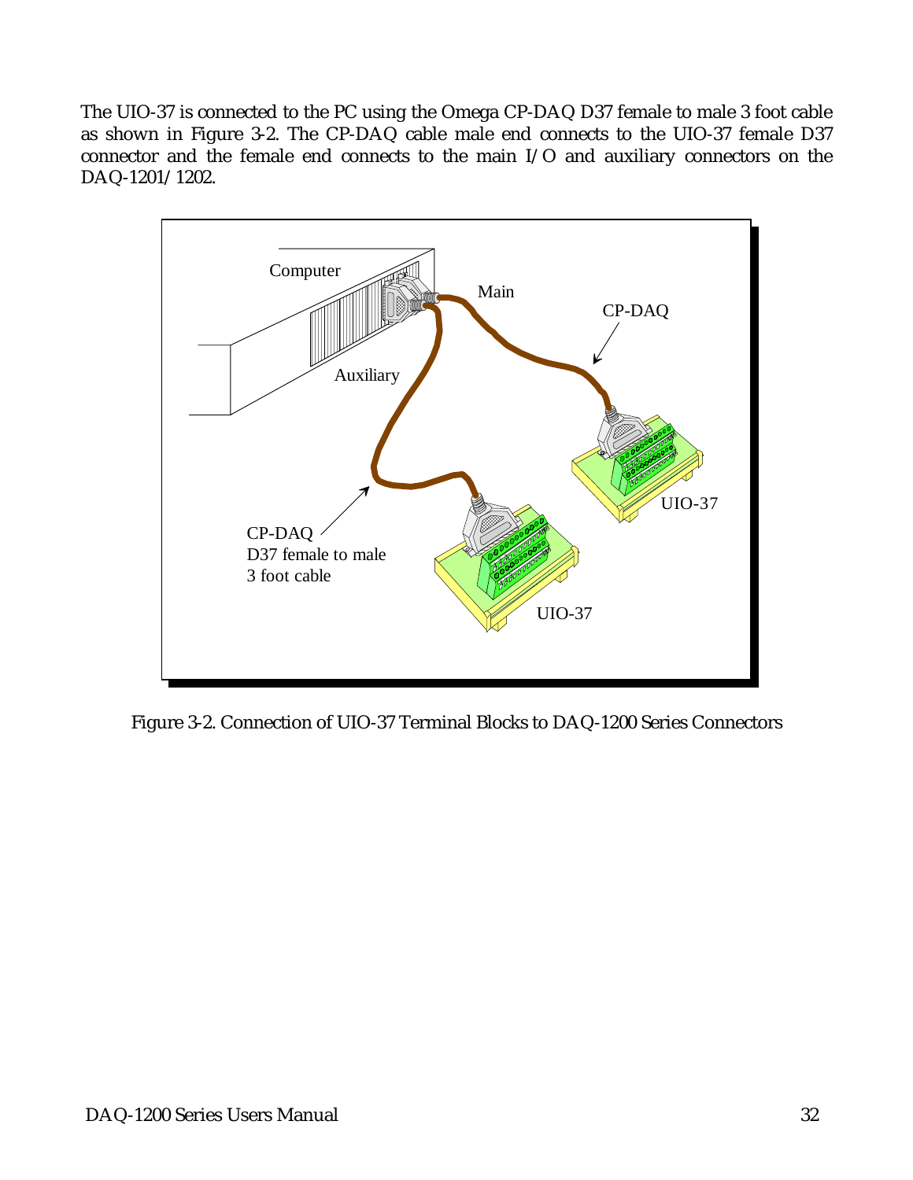The UIO-37 is connected to the PC using the Omega CP-DAQ D37 female to male 3 foot cable as shown in Figure 3-2. The CP-DAQ cable male end connects to the UIO-37 female D37 connector and the female end connects to the main I/O and auxiliary connectors on the DAQ-1201/1202.

Figure 3-2. Connection of UIO-37 Terminal Blocks to DAQ-1200 Series Connectors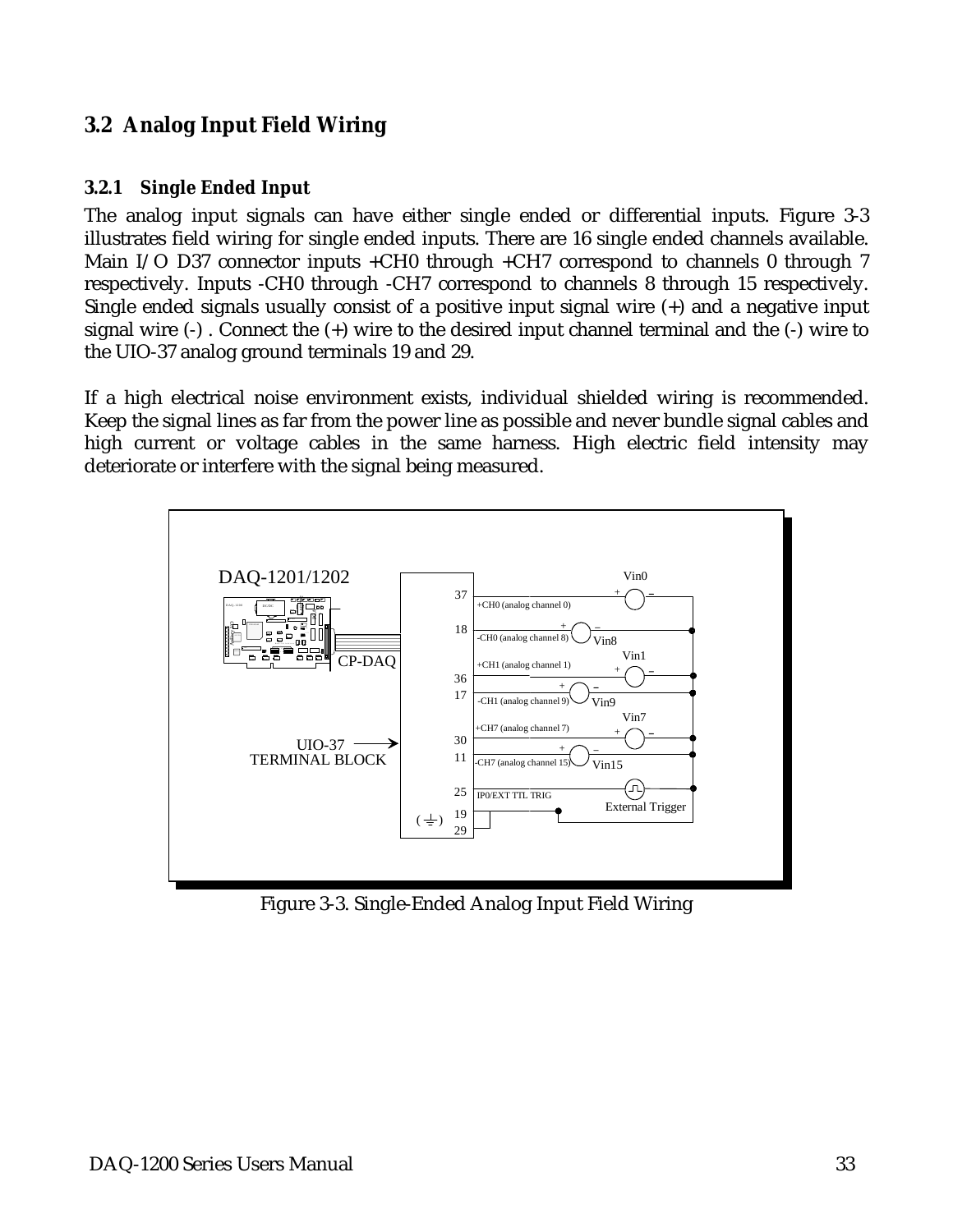## 3.2 Analog Input Field Wiring

### 3.2.1 Single Ended Input

The analog input signals can have either single ended or differential inputs. Figure 3-3 illustrates field wiring for single ended inputs. There are 16 single ended channels available. Main I/O D37 connector inputs +CH0 through +CH7 correspond to channels 0 through 7 respectively. Inputs -CH0 through -CH7 correspond to channels 8 through 15 respectively. Single ended signals usually consist of a positive input signal wire (+) and a negative input signal wire (-) . Connect the (+) wire to the desired input channel terminal and the (-) wire to the UIO-37 analog ground terminals 19 and 29.

If a high electrical noise environment exists, individual shielded wiring is recommended. Keep the signal lines as far from the power line as possible and never bundle signal cables and high current or voltage cables in the same harness. High electric field intensity may deteriorate or interfere with the signal being measured.

Figure 3-3. Single-Ended Analog Input Field Wiring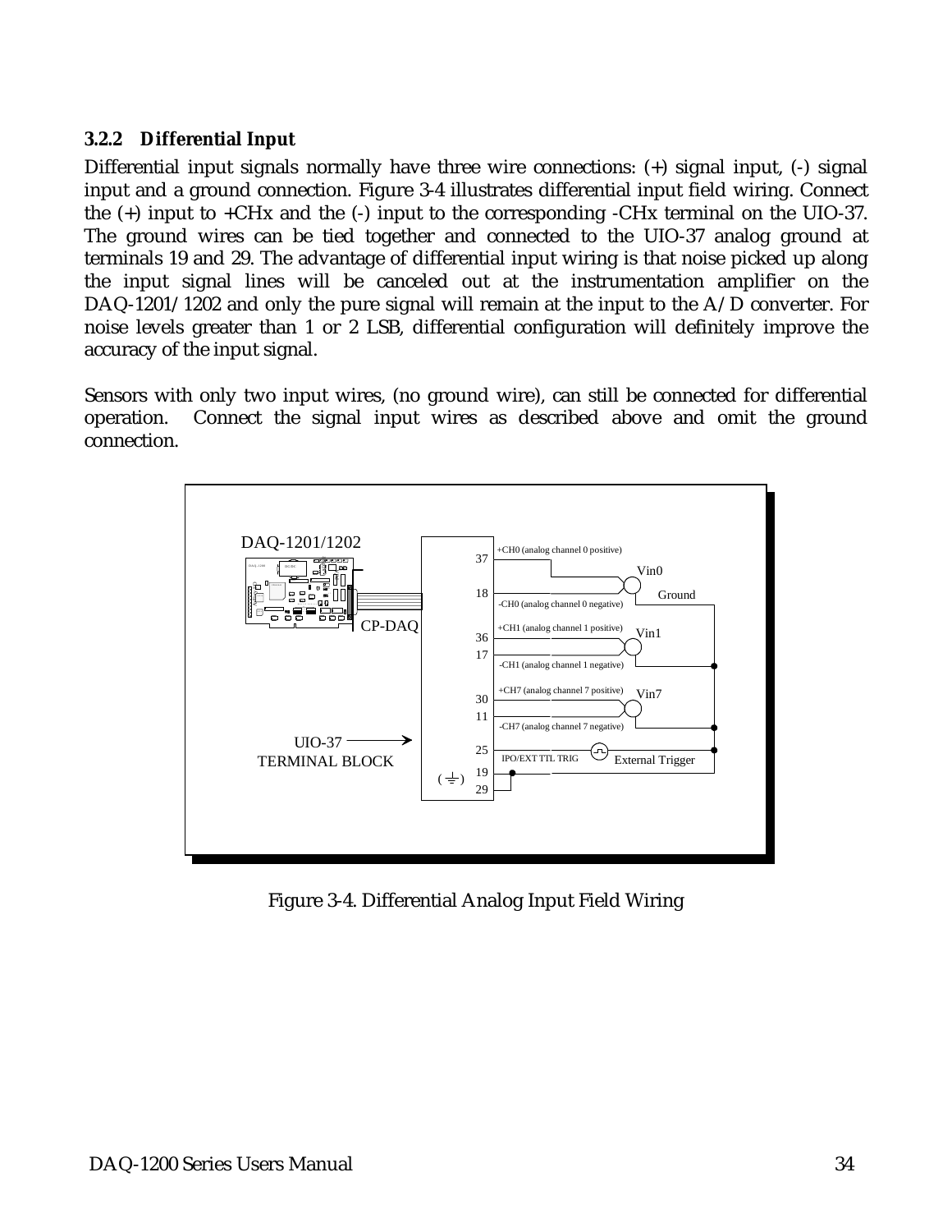### 3.2.2 Differential Input

Differential input signals normally have three wire connections: (+) signal input, (-) signal input and a ground connection. Figure 3-4 illustrates differential input field wiring. Connect the (+) input to +CHx and the (-) input to the corresponding -CHx terminal on the UIO-37. The ground wires can be tied together and connected to the UIO-37 analog ground at terminals 19 and 29. The advantage of differential input wiring is that noise picked up along the input signal lines will be canceled out at the instrumentation amplifier on the DAQ-1201/1202 and only the pure signal will remain at the input to the A/D converter. For noise levels greater than 1 or 2 LSB, differential configuration will definitely improve the accuracy of the input signal.

Sensors with only two input wires, (no ground wire), can still be connected for differential operation. Connect the signal input wires as described above and omit the ground connection.

Figure 3-4. Differential Analog Input Field Wiring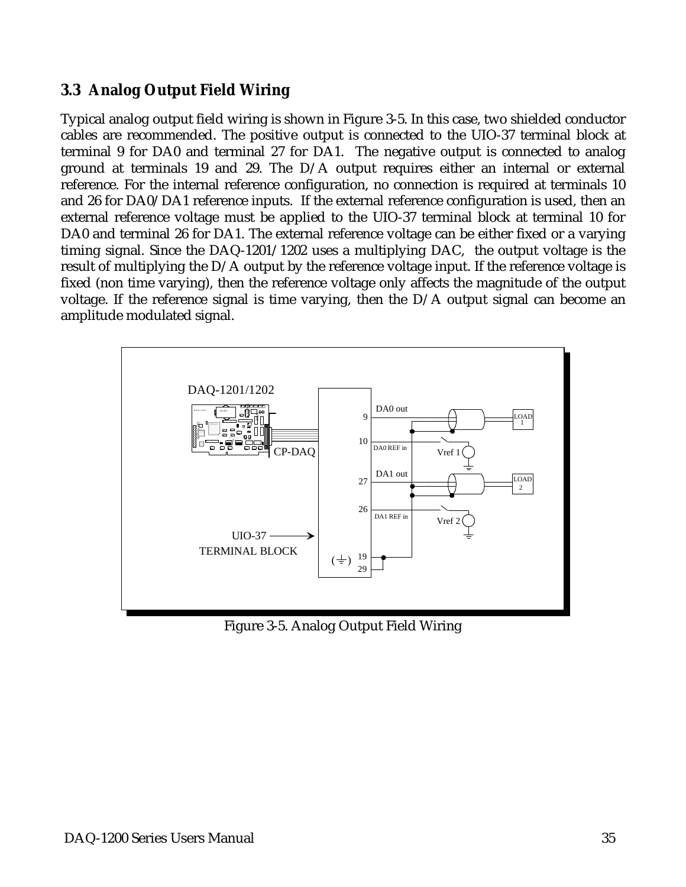## 3.3 Analog Output Field Wiring

Typical analog output field wiring is shown in Figure 3-5. In this case, two shielded conductor cables are recommended. The positive output is connected to the UIO-37 terminal block at terminal 9 for DA0 and terminal 27 for DA1. The negative output is connected to analog ground at terminals 19 and 29. The D/A output requires either an internal or external reference. For the internal reference configuration, no connection is required at terminals 10 and 26 for DA0/DA1 reference inputs. If the external reference configuration is used, then an external reference voltage must be applied to the UIO-37 terminal block at terminal 10 for DA0 and terminal 26 for DA1. The external reference voltage can be either fixed or a varying timing signal. Since the DAQ-1201/1202 uses a multiplying DAC, the output voltage is the result of multiplying the D/A output by the reference voltage input. If the reference voltage is fixed (non time varying), then the reference voltage only affects the magnitude of the output voltage. If the reference signal is time varying, then the D/A output signal can become an amplitude modulated signal.

Figure 3-5. Analog Output Field Wiring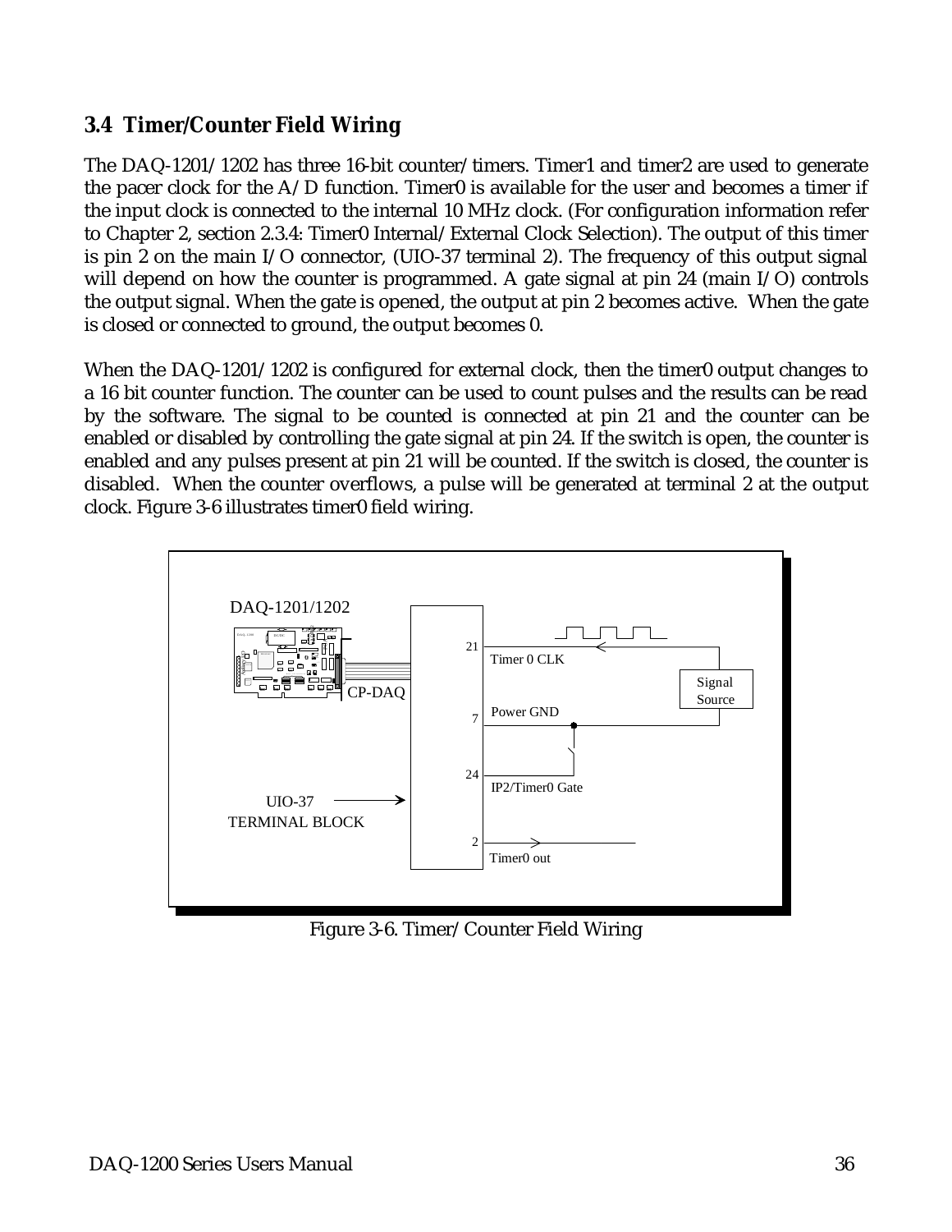## 3.4 Timer/Counter Field Wiring

The DAQ-1201/1202 has three 16-bit counter/timers. Timer1 and timer2 are used to generate the pacer clock for the A/D function. Timer0 is available for the user and becomes a timer if the input clock is connected to the internal 10 MHz clock. (For configuration information refer to Chapter 2, section 2.3.4: Timer0 Internal/External Clock Selection). The output of this timer is pin 2 on the main I/O connector, (UIO-37 terminal 2). The frequency of this output signal will depend on how the counter is programmed. A gate signal at pin 24 (main I/O) controls the output signal. When the gate is opened, the output at pin 2 becomes active. When the gate is closed or connected to ground, the output becomes 0.

When the DAQ-1201/1202 is configured for external clock, then the timer0 output changes to a 16 bit counter function. The counter can be used to count pulses and the results can be read by the software. The signal to be counted is connected at pin 21 and the counter can be enabled or disabled by controlling the gate signal at pin 24. If the switch is open, the counter is enabled and any pulses present at pin 21 will be counted. If the switch is closed, the counter is disabled. When the counter overflows, a pulse will be generated at terminal 2 at the output clock. Figure 3-6 illustrates timer0 field wiring.

Figure 3-6. Timer/Counter Field Wiring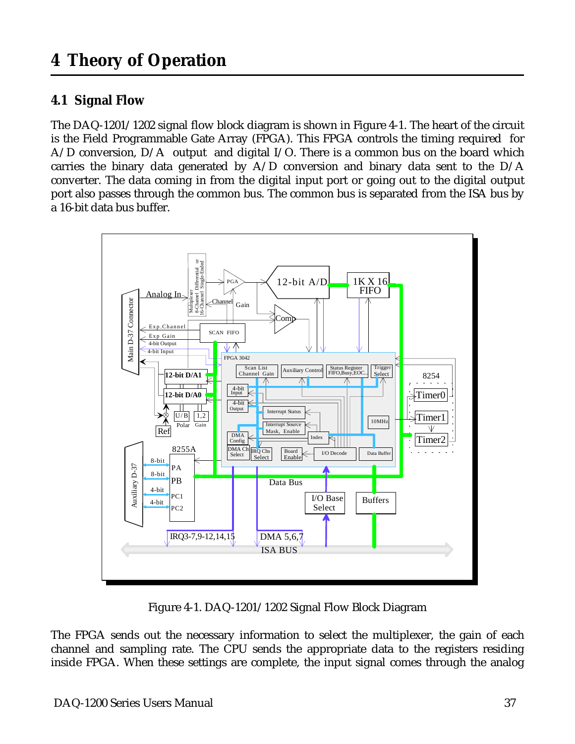# 4 Theory of Operation

## 4.1 Signal Flow

The DAQ-1201/1202 signal flow block diagram is shown in Figure 4-1. The heart of the circuit is the Field Programmable Gate Array (FPGA). This FPGA controls the timing required for A/D conversion, D/A output and digital I/O. There is a common bus on the board which carries the binary data generated by A/D conversion and binary data sent to the D/A converter. The data coming in from the digital input port or going out to the digital output port also passes through the common bus. The common bus is separated from the ISA bus by a 16-bit data bus buffer.

Figure 4-1. DAQ-1201/1202 Signal Flow Block Diagram

The FPGA sends out the necessary information to select the multiplexer, the gain of each channel and sampling rate. The CPU sends the appropriate data to the registers residing inside FPGA. When these settings are complete, the input signal comes through the analog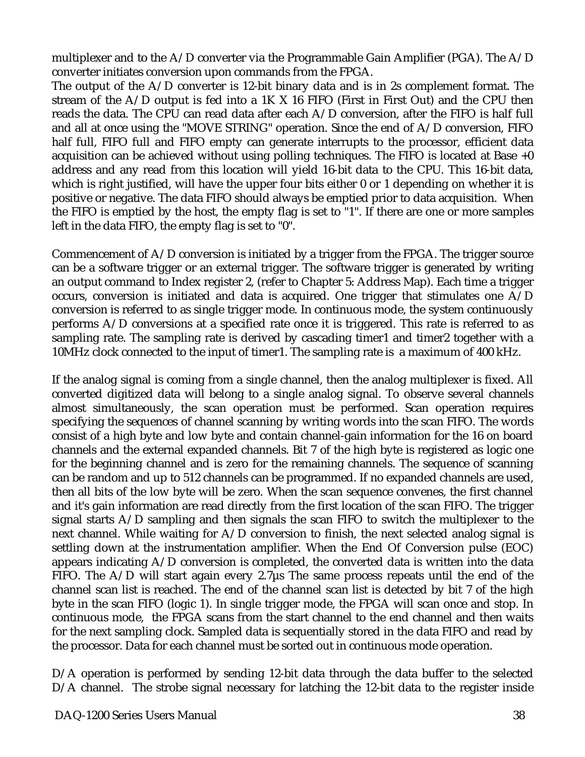multiplexer and to the A/D converter via the Programmable Gain Amplifier (PGA). The A/D converter initiates conversion upon commands from the FPGA.
The output of the A/D converter is 12-bit binary data and is in 2s complement format. The stream of the A/D output is fed into a 1K X 16 FIFO (First in First Out) and the CPU then reads the data. The CPU can read data after each A/D conversion, after the FIFO is half full and all at once using the "MOVE STRING" operation. Since the end of A/D conversion, FIFO half full, FIFO full and FIFO empty can generate interrupts to the processor, efficient data acquisition can be achieved without using polling techniques. The FIFO is located at Base +0 address and any read from this location will yield 16-bit data to the CPU. This 16-bit data, which is right justified, will have the upper four bits either 0 or 1 depending on whether it is positive or negative. The data FIFO should always be emptied prior to data acquisition. When the FIFO is emptied by the host, the empty flag is set to "1". If there are one or more samples left in the data FIFO, the empty flag is set to "0".

Commencement of A/D conversion is initiated by a trigger from the FPGA. The trigger source can be a software trigger or an external trigger. The software trigger is generated by writing an output command to Index register 2, (refer to Chapter 5: Address Map). Each time a trigger occurs, conversion is initiated and data is acquired. One trigger that stimulates one A/D conversion is referred to as single trigger mode. In continuous mode, the system continuously performs A/D conversions at a specified rate once it is triggered. This rate is referred to as sampling rate. The sampling rate is derived by cascading timer1 and timer2 together with a 10MHz clock connected to the input of timer1. The sampling rate is a maximum of 400 kHz.

If the analog signal is coming from a single channel, then the analog multiplexer is fixed. All converted digitized data will belong to a single analog signal. To observe several channels almost simultaneously, the scan operation must be performed. Scan operation requires specifying the sequences of channel scanning by writing words into the scan FIFO. The words consist of a high byte and low byte and contain channel-gain information for the 16 on board channels and the external expanded channels. Bit 7 of the high byte is registered as logic one for the beginning channel and is zero for the remaining channels. The sequence of scanning can be random and up to 512 channels can be programmed. If no expanded channels are used, then all bits of the low byte will be zero. When the scan sequence convenes, the first channel and it's gain information are read directly from the first location of the scan FIFO. The trigger signal starts A/D sampling and then signals the scan FIFO to switch the multiplexer to the next channel. While waiting for A/D conversion to finish, the next selected analog signal is settling down at the instrumentation amplifier. When the End Of Conversion pulse (EOC) appears indicating A/D conversion is completed, the converted data is written into the data FIFO. The A/D will start again every 2.7µs The same process repeats until the end of the channel scan list is reached. The end of the channel scan list is detected by bit 7 of the high byte in the scan FIFO (logic 1). In single trigger mode, the FPGA will scan once and stop. In continuous mode, the FPGA scans from the start channel to the end channel and then waits for the next sampling clock. Sampled data is sequentially stored in the data FIFO and read by the processor. Data for each channel must be sorted out in continuous mode operation.

D/A operation is performed by sending 12-bit data through the data buffer to the selected D/A channel. The strobe signal necessary for latching the 12-bit data to the register inside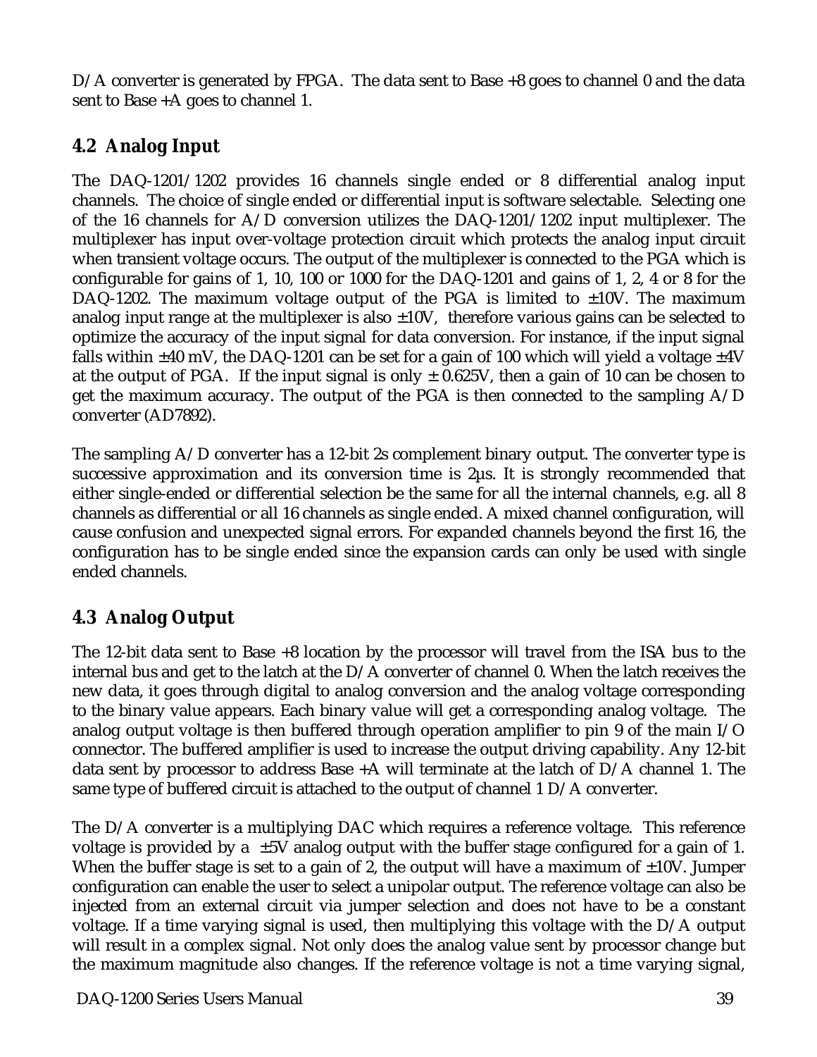D/A converter is generated by FPGA. The data sent to Base +8 goes to channel 0 and the data sent to Base +A goes to channel 1.

## 4.2 Analog Input

The DAQ-1201/1202 provides 16 channels single ended or 8 differential analog input channels. The choice of single ended or differential input is software selectable. Selecting one of the 16 channels for A/D conversion utilizes the DAQ-1201/1202 input multiplexer. The multiplexer has input over-voltage protection circuit which protects the analog input circuit when transient voltage occurs. The output of the multiplexer is connected to the PGA which is configurable for gains of 1, 10, 100 or 1000 for the DAQ-1201 and gains of 1, 2, 4 or 8 for the DAQ-1202. The maximum voltage output of the PGA is limited to ±10V. The maximum analog input range at the multiplexer is also ±10V, therefore various gains can be selected to optimize the accuracy of the input signal for data conversion. For instance, if the input signal falls within ±40 mV, the DAQ-1201 can be set for a gain of 100 which will yield a voltage ±4V at the output of PGA. If the input signal is only ± 0.625V, then a gain of 10 can be chosen to get the maximum accuracy. The output of the PGA is then connected to the sampling A/D converter (AD7892).

The sampling A/D converter has a 12-bit 2s complement binary output. The converter type is successive approximation and its conversion time is 2µs. It is strongly recommended that either single-ended or differential selection be the same for all the internal channels, e.g. all 8 channels as differential or all 16 channels as single ended. A mixed channel configuration, will cause confusion and unexpected signal errors. For expanded channels beyond the first 16, the configuration has to be single ended since the expansion cards can only be used with single ended channels.

## 4.3 Analog Output

The 12-bit data sent to Base +8 location by the processor will travel from the ISA bus to the internal bus and get to the latch at the D/A converter of channel 0. When the latch receives the new data, it goes through digital to analog conversion and the analog voltage corresponding to the binary value appears. Each binary value will get a corresponding analog voltage. The analog output voltage is then buffered through operation amplifier to pin 9 of the main I/O connector. The buffered amplifier is used to increase the output driving capability. Any 12-bit data sent by processor to address Base +A will terminate at the latch of D/A channel 1. The same type of buffered circuit is attached to the output of channel 1 D/A converter.

The D/A converter is a multiplying DAC which requires a reference voltage. This reference voltage is provided by a ±5V analog output with the buffer stage configured for a gain of 1. When the buffer stage is set to a gain of 2, the output will have a maximum of ±10V. Jumper configuration can enable the user to select a unipolar output. The reference voltage can also be injected from an external circuit via jumper selection and does not have to be a constant voltage. If a time varying signal is used, then multiplying this voltage with the D/A output will result in a complex signal. Not only does the analog value sent by processor change but the maximum magnitude also changes. If the reference voltage is not a time varying signal,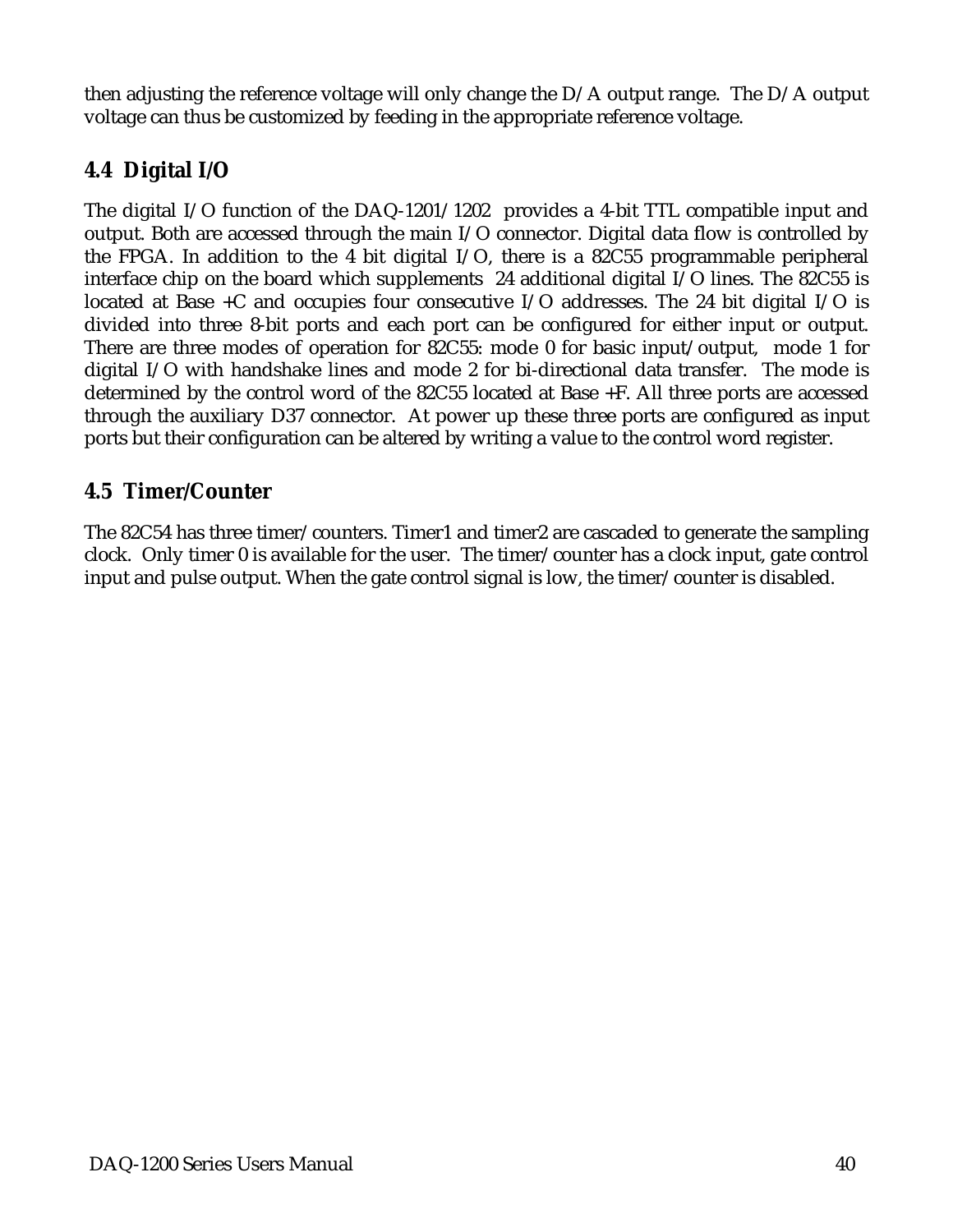then adjusting the reference voltage will only change the D/A output range. The D/A output voltage can thus be customized by feeding in the appropriate reference voltage.

## 4.4 Digital I/O

The digital I/O function of the DAQ-1201/1202 provides a 4-bit TTL compatible input and output. Both are accessed through the main I/O connector. Digital data flow is controlled by the FPGA. In addition to the 4 bit digital I/O, there is a 82C55 programmable peripheral interface chip on the board which supplements 24 additional digital I/O lines. The 82C55 is located at Base +C and occupies four consecutive I/O addresses. The 24 bit digital I/O is divided into three 8-bit ports and each port can be configured for either input or output. There are three modes of operation for 82C55: mode 0 for basic input/output, mode 1 for digital I/O with handshake lines and mode 2 for bi-directional data transfer. The mode is determined by the control word of the 82C55 located at Base +F. All three ports are accessed through the auxiliary D37 connector. At power up these three ports are configured as input ports but their configuration can be altered by writing a value to the control word register.

## 4.5 Timer/Counter

The 82C54 has three timer/counters. Timer1 and timer2 are cascaded to generate the sampling clock. Only timer 0 is available for the user. The timer/counter has a clock input, gate control input and pulse output. When the gate control signal is low, the timer/counter is disabled.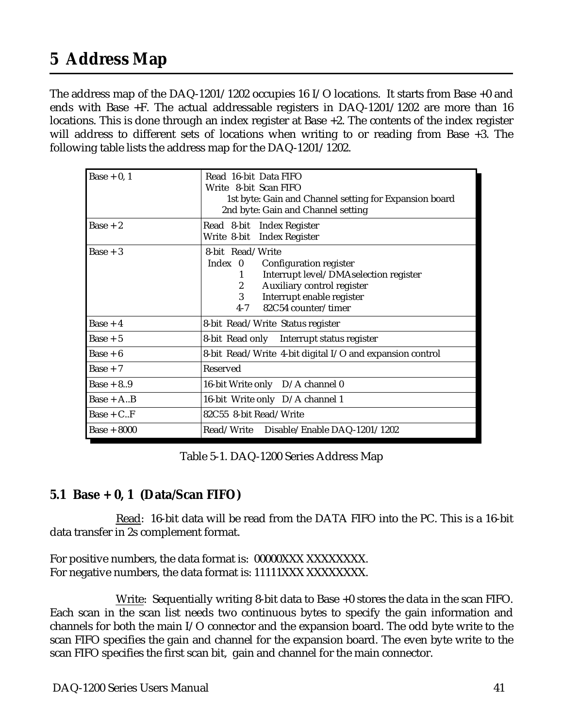# 5 Address Map

The address map of the DAQ-1201/1202 occupies 16 I/O locations. It starts from Base +0 and ends with Base +F. The actual addressable registers in DAQ-1201/1202 are more than 16 locations. This is done through an index register at Base +2. The contents of the index register will address to different sets of locations when writing to or reading from Base +3. The following table lists the address map for the DAQ-1201/1202.

| Address | Description |
|---|---|
| Base + 0, 1 | Read 16-bit Data FIFO<br>Write 8-bit Scan FIFO<br>1st byte: Gain and Channel setting for Expansion board<br>2nd byte: Gain and Channel setting |
| Base + 2 | Read 8-bit Index Register<br>Write 8-bit Index Register |
| Base + 3 | 8-bit Read/Write<br>Index 0 Configuration register<br>1 Interrupt level/DMAselection register<br>2 Auxiliary control register<br>3 Interrupt enable register<br>4-7 82C54 counter/timer |
| Base + 4 | 8-bit Read/Write Status register |
| Base + 5 | 8-bit Read only Interrupt status register |
| Base + 6 | 8-bit Read/Write 4-bit digital I/O and expansion control |
| Base + 7 | Reserved |
| Base + 8..9 | 16-bit Write only D/A channel 0 |
| Base + A..B | 16-bit Write only D/A channel 1 |
| Base + C..F | 82C55 8-bit Read/Write |
| Base + 8000 | Read/Write Disable/Enable DAQ-1201/1202 |

Table 5-1. DAQ-1200 Series Address Map

## 5.1 Base + 0, 1 (Data/Scan FIFO)

Read: 16-bit data will be read from the DATA FIFO into the PC. This is a 16-bit data transfer in 2s complement format.

For positive numbers, the data format is: 00000XXX XXXXXXXX.
For negative numbers, the data format is: 11111XXX XXXXXXXX.

Write: Sequentially writing 8-bit data to Base +0 stores the data in the scan FIFO. Each scan in the scan list needs two continuous bytes to specify the gain information and channels for both the main I/O connector and the expansion board. The odd byte write to the scan FIFO specifies the gain and channel for the expansion board. The even byte write to the scan FIFO specifies the first scan bit, gain and channel for the main connector.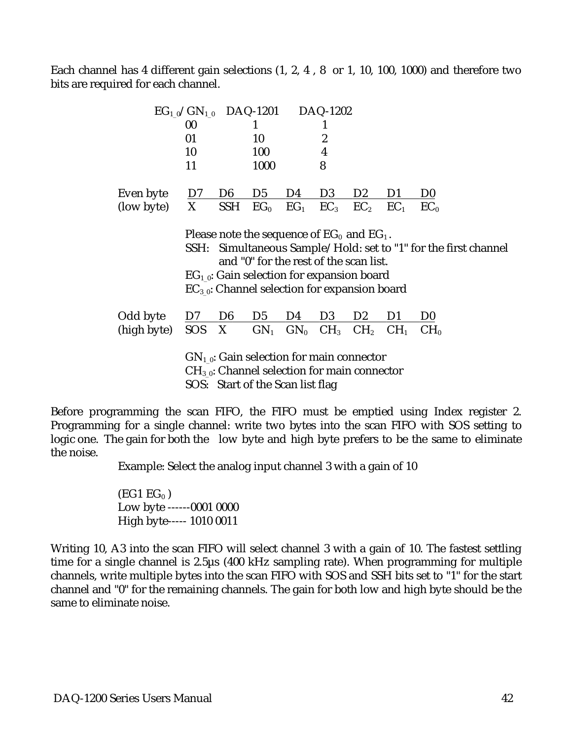Each channel has 4 different gain selections (1, 2, 4 , 8 or 1, 10, 100, 1000) and therefore two bits are required for each channel.

| $EG_{1\_0}$/$GN_{1\_0}$ | DAQ-1201 | DAQ-1202 |
|---|---|---|
| 00 | 1 | 1 |
| 01 | 10 | 2 |
| 10 | 100 | 4 |
| 11 | 1000 | 8 |

| Even byte | D7 | D6 | D5 | D4 | D3 | D2 | D1 | D0 |
|---|---|---|---|---|---|---|---|---|
| (low byte) | X | SSH | $EG_0$ | $EG_1$ | $EC_3$ | $EC_2$ | $EC_1$ | $EC_0$ |

Please note the sequence of $EG_0$ and $EG_1$.

SSH: Simultaneous Sample/Hold: set to "1" for the first channel and "0" for the rest of the scan list.

$EG_{1\_0}$: Gain selection for expansion board

$EC_{3\_0}$: Channel selection for expansion board

| Odd byte | D7 | D6 | D5 | D4 | D3 | D2 | D1 | D0 |
|---|---|---|---|---|---|---|---|---|
| (high byte) | SOS | X | $GN_1$ | $GN_0$ | $CH_3$ | $CH_2$ | $CH_1$ | $CH_0$ |

$GN_{1\_0}$: Gain selection for main connector

$CH_{3\_0}$: Channel selection for main connector

SOS: Start of the Scan list flag

Before programming the scan FIFO, the FIFO must be emptied using Index register 2. Programming for a single channel: write two bytes into the scan FIFO with SOS setting to logic one. The gain for both the low byte and high byte prefers to be the same to eliminate the noise.

Example: Select the analog input channel 3 with a gain of 10

($EG1$ $EG_0$ )
Low byte ------0001 0000
High byte----- 1010 0011

Writing 10, A3 into the scan FIFO will select channel 3 with a gain of 10. The fastest settling time for a single channel is 2.5µs (400 kHz sampling rate). When programming for multiple channels, write multiple bytes into the scan FIFO with SOS and SSH bits set to "1" for the start channel and "0" for the remaining channels. The gain for both low and high byte should be the same to eliminate noise.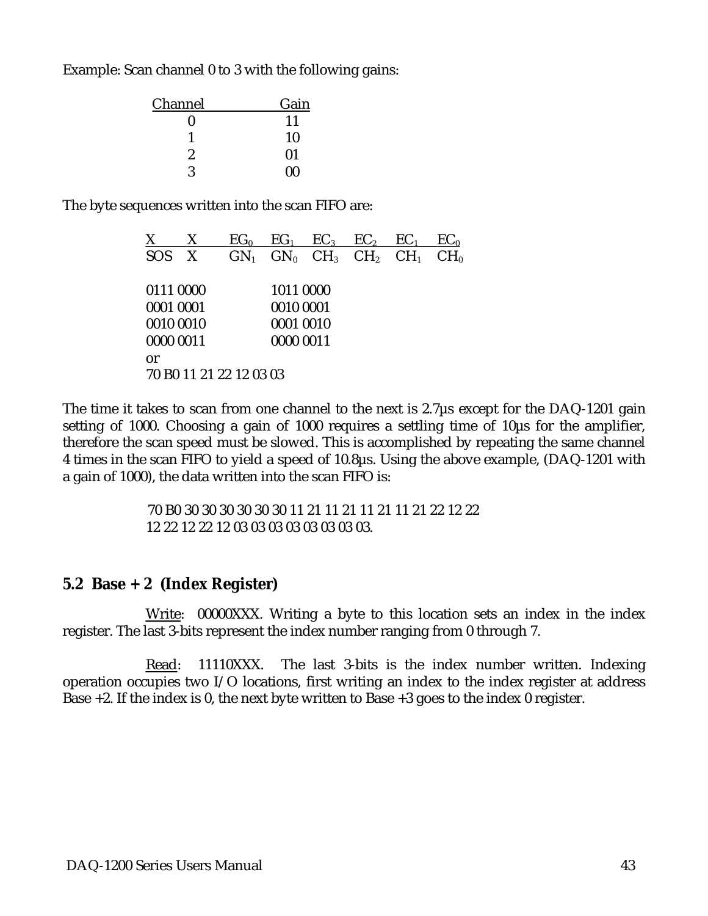Example: Scan channel 0 to 3 with the following gains:

| Channel | Gain |
|---|---|
| 0 | 11 |
| 1 | 10 |
| 2 | 01 |
| 3 | 00 |

The byte sequences written into the scan FIFO are:

| X | X | $EG_0$ | $EG_1$ | $EC_3$ | $EC_2$ | $EC_1$ | $EC_0$ |
|---|---|---|---|---|---|---|---|
| SOS | X | $GN_1$ | $GN_0$ | $CH_3$ | $CH_2$ | $CH_1$ | $CH_0$ |

0111 0000 &nbsp;&nbsp;&nbsp;&nbsp;&nbsp;&nbsp;&nbsp;&nbsp; 1011 0000  
0001 0001 &nbsp;&nbsp;&nbsp;&nbsp;&nbsp;&nbsp;&nbsp;&nbsp; 0010 0001  
0010 0010 &nbsp;&nbsp;&nbsp;&nbsp;&nbsp;&nbsp;&nbsp;&nbsp; 0001 0010  
0000 0011 &nbsp;&nbsp;&nbsp;&nbsp;&nbsp;&nbsp;&nbsp;&nbsp; 0000 0011  
or  
70 B0 11 21 22 12 03 03

The time it takes to scan from one channel to the next is 2.7µs except for the DAQ-1201 gain setting of 1000. Choosing a gain of 1000 requires a settling time of 10µs for the amplifier, therefore the scan speed must be slowed. This is accomplished by repeating the same channel 4 times in the scan FIFO to yield a speed of 10.8µs. Using the above example, (DAQ-1201 with a gain of 1000), the data written into the scan FIFO is:

70 B0 30 30 30 30 30 30 11 21 11 21 11 21 11 21 22 12 22  
12 22 12 22 12 03 03 03 03 03 03 03 03.

## 5.2 Base + 2 (Index Register)

Write: 00000XXX. Writing a byte to this location sets an index in the index register. The last 3-bits represent the index number ranging from 0 through 7.

Read: 11110XXX. The last 3-bits is the index number written. Indexing operation occupies two I/O locations, first writing an index to the index register at address Base +2. If the index is 0, the next byte written to Base +3 goes to the index 0 register.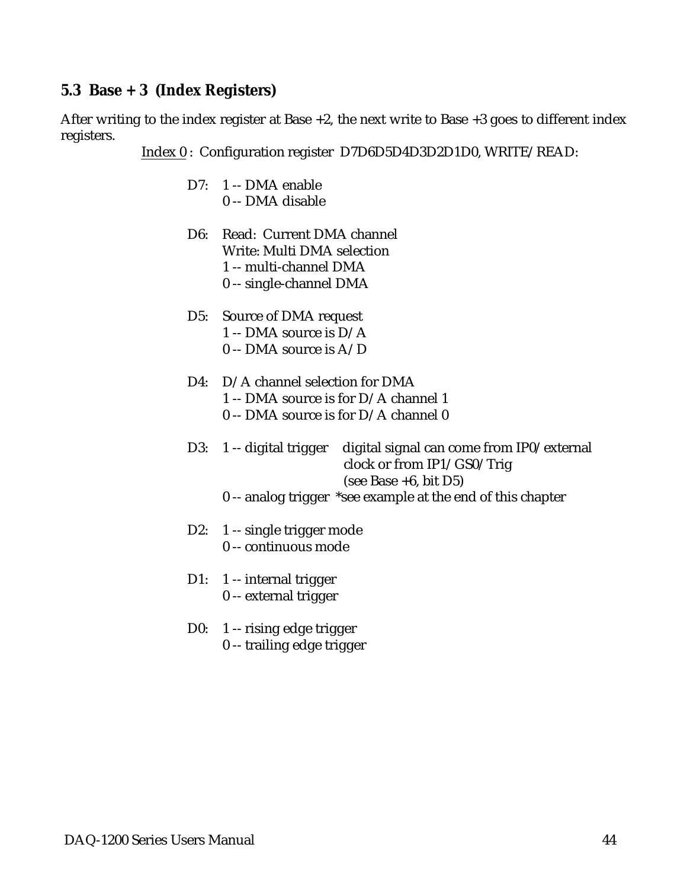## 5.3 Base + 3 (Index Registers)

After writing to the index register at Base +2, the next write to Base +3 goes to different index registers.

Index 0 : Configuration register D7D6D5D4D3D2D1D0, WRITE/READ:

D7: 1 -- DMA enable
0 -- DMA disable

D6: Read: Current DMA channel
Write: Multi DMA selection
1 -- multi-channel DMA
0 -- single-channel DMA

D5: Source of DMA request
1 -- DMA source is D/A
0 -- DMA source is A/D

D4: D/A channel selection for DMA
1 -- DMA source is for D/A channel 1
0 -- DMA source is for D/A channel 0

D3: 1 -- digital trigger    digital signal can come from IP0/external clock or from IP1/GS0/Trig (see Base +6, bit D5)
0 -- analog trigger  *see example at the end of this chapter

D2: 1 -- single trigger mode
0 -- continuous mode

D1: 1 -- internal trigger
0 -- external trigger

D0: 1 -- rising edge trigger
0 -- trailing edge trigger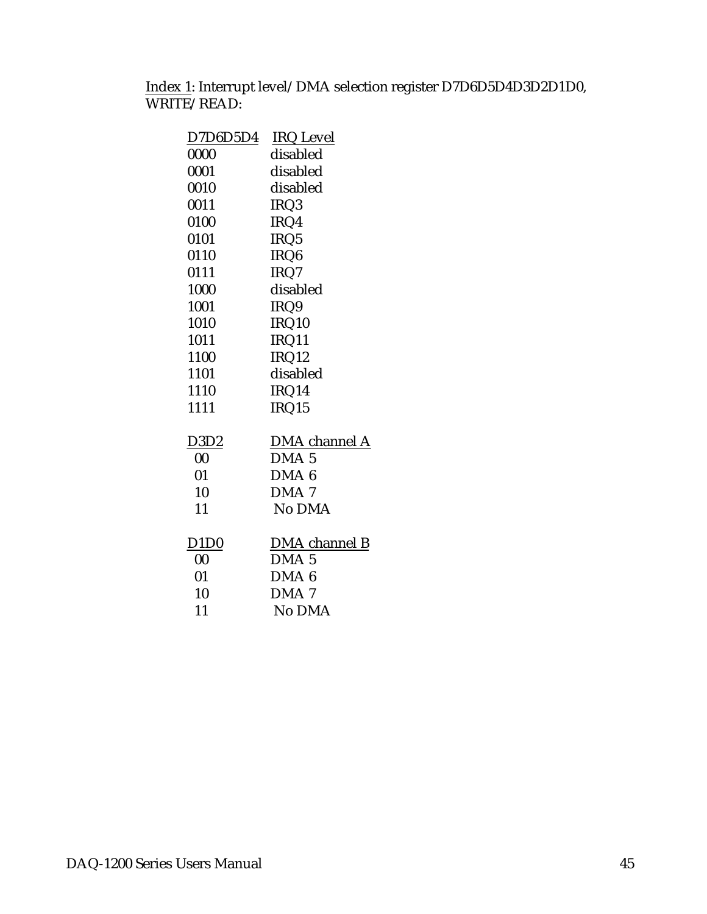Index 1: Interrupt level/DMA selection register D7D6D5D4D3D2D1D0, WRITE/READ:

| D7D6D5D4 | IRQ Level |
|---|---|
| 0000 | disabled |
| 0001 | disabled |
| 0010 | disabled |
| 0011 | IRQ3 |
| 0100 | IRQ4 |
| 0101 | IRQ5 |
| 0110 | IRQ6 |
| 0111 | IRQ7 |
| 1000 | disabled |
| 1001 | IRQ9 |
| 1010 | IRQ10 |
| 1011 | IRQ11 |
| 1100 | IRQ12 |
| 1101 | disabled |
| 1110 | IRQ14 |
| 1111 | IRQ15 |

| D3D2 | DMA channel A |
|---|---|
| 00 | DMA 5 |
| 01 | DMA 6 |
| 10 | DMA 7 |
| 11 | No DMA |

| D1D0 | DMA channel B |
|---|---|
| 00 | DMA 5 |
| 01 | DMA 6 |
| 10 | DMA 7 |
| 11 | No DMA |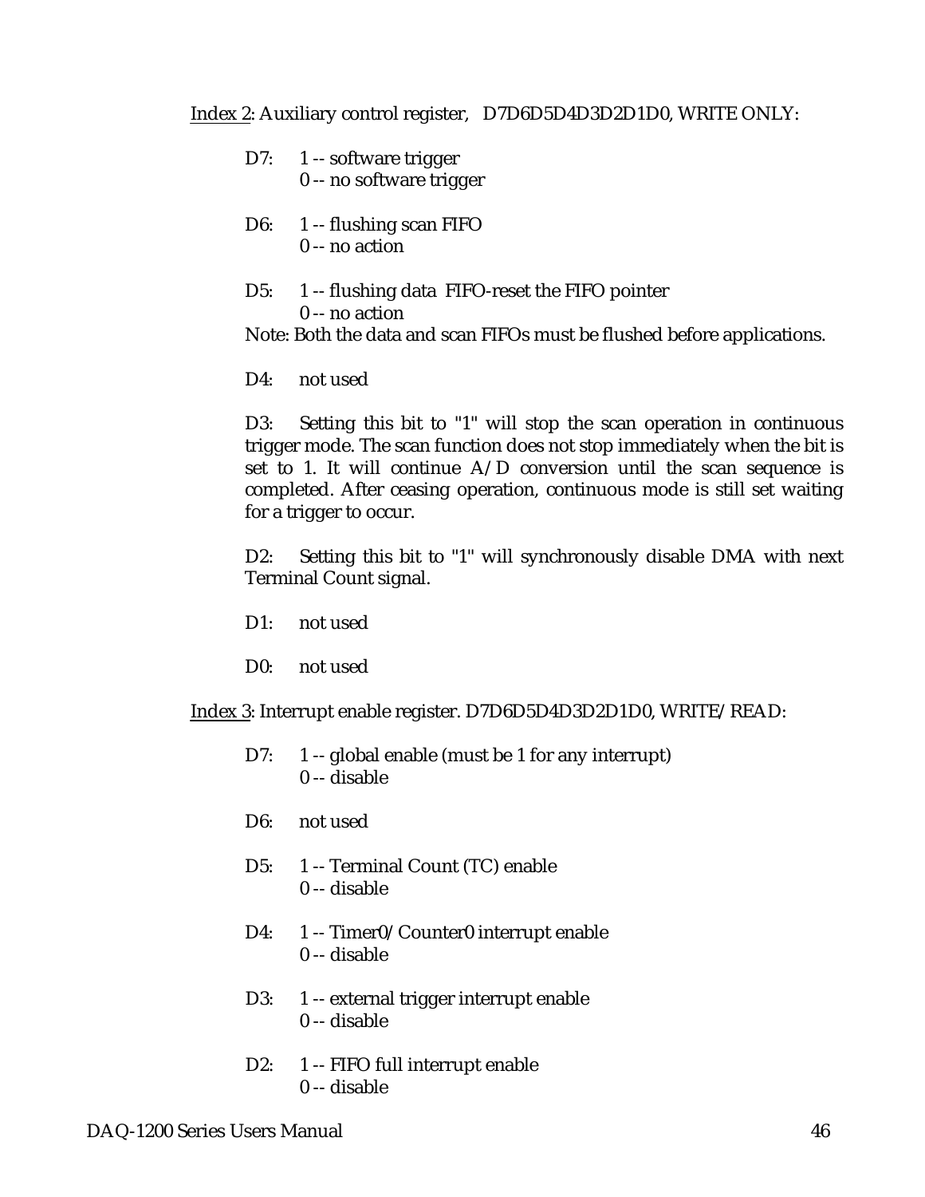<u>Index 2</u>: Auxiliary control register, D7D6D5D4D3D2D1D0, WRITE ONLY:

D7: 1 -- software trigger
0 -- no software trigger

D6: 1 -- flushing scan FIFO
0 -- no action

D5: 1 -- flushing data FIFO-reset the FIFO pointer
0 -- no action

Note: Both the data and scan FIFOs must be flushed before applications.

D4: not used

D3: Setting this bit to "1" will stop the scan operation in continuous trigger mode. The scan function does not stop immediately when the bit is set to 1. It will continue A/D conversion until the scan sequence is completed. After ceasing operation, continuous mode is still set waiting for a trigger to occur.

D2: Setting this bit to "1" will synchronously disable DMA with next Terminal Count signal.

D1: not used

D0: not used

<u>Index 3</u>: Interrupt enable register. D7D6D5D4D3D2D1D0, WRITE/READ:

D7: 1 -- global enable (must be 1 for any interrupt)
0 -- disable

D6: not used

D5: 1 -- Terminal Count (TC) enable
0 -- disable

D4: 1 -- Timer0/Counter0 interrupt enable
0 -- disable

D3: 1 -- external trigger interrupt enable
0 -- disable

D2: 1 -- FIFO full interrupt enable
0 -- disable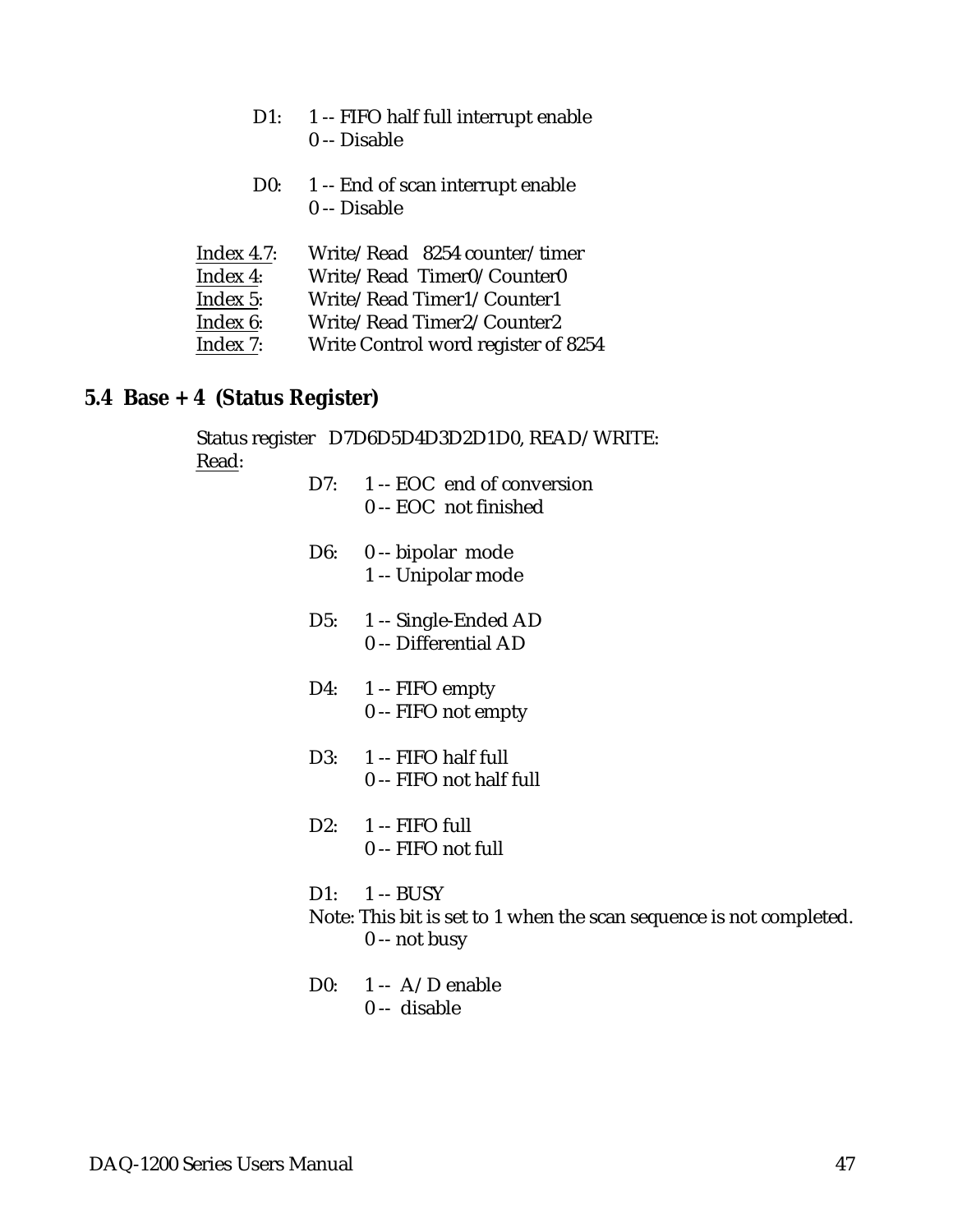D1: 1 -- FIFO half full interrupt enable
0 -- Disable

D0: 1 -- End of scan interrupt enable
0 -- Disable

Index 4.7: Write/Read 8254 counter/timer
Index 4: Write/Read Timer0/Counter0
Index 5: Write/Read Timer1/Counter1
Index 6: Write/Read Timer2/Counter2
Index 7: Write Control word register of 8254

## 5.4 Base + 4 (Status Register)

Status register D7D6D5D4D3D2D1D0, READ/WRITE:
Read:

D7: 1 -- EOC end of conversion
0 -- EOC not finished

D6: 0 -- bipolar mode
1 -- Unipolar mode

D5: 1 -- Single-Ended AD
0 -- Differential AD

D4: 1 -- FIFO empty
0 -- FIFO not empty

D3: 1 -- FIFO half full
0 -- FIFO not half full

D2: 1 -- FIFO full
0 -- FIFO not full

D1: 1 -- BUSY
Note: This bit is set to 1 when the scan sequence is not completed.
0 -- not busy

D0: 1 -- A/D enable
0 -- disable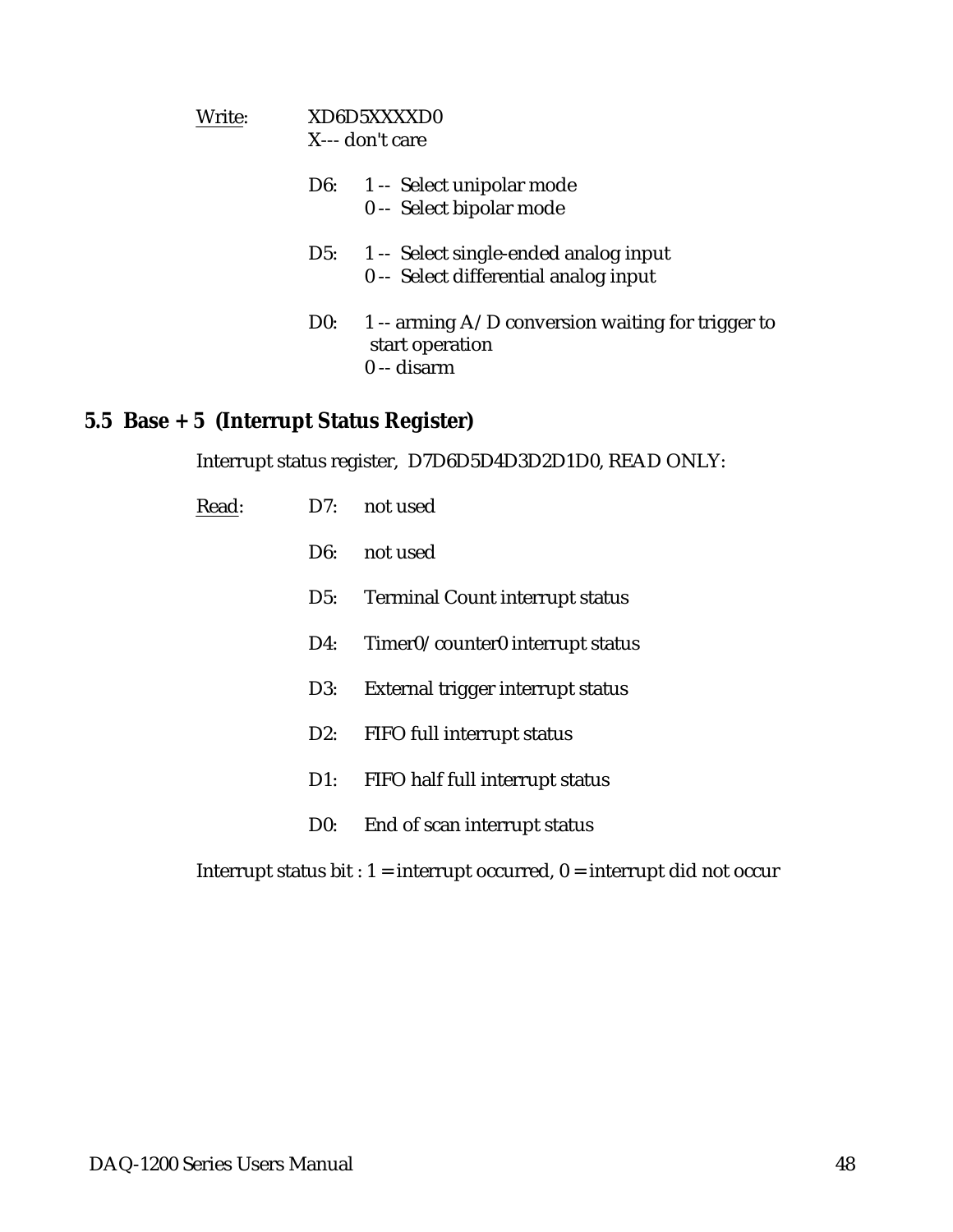Write: XD6D5XXXXD0
X--- don't care

D6: 1 -- Select unipolar mode
0 -- Select bipolar mode

D5: 1 -- Select single-ended analog input
0 -- Select differential analog input

D0: 1 -- arming A/D conversion waiting for trigger to start operation
0 -- disarm

## 5.5 Base + 5 (Interrupt Status Register)

Interrupt status register, D7D6D5D4D3D2D1D0, READ ONLY:

Read:

D7: not used

D6: not used

D5: Terminal Count interrupt status

D4: Timer0/counter0 interrupt status

D3: External trigger interrupt status

D2: FIFO full interrupt status

D1: FIFO half full interrupt status

D0: End of scan interrupt status

Interrupt status bit : 1 = interrupt occurred, 0 = interrupt did not occur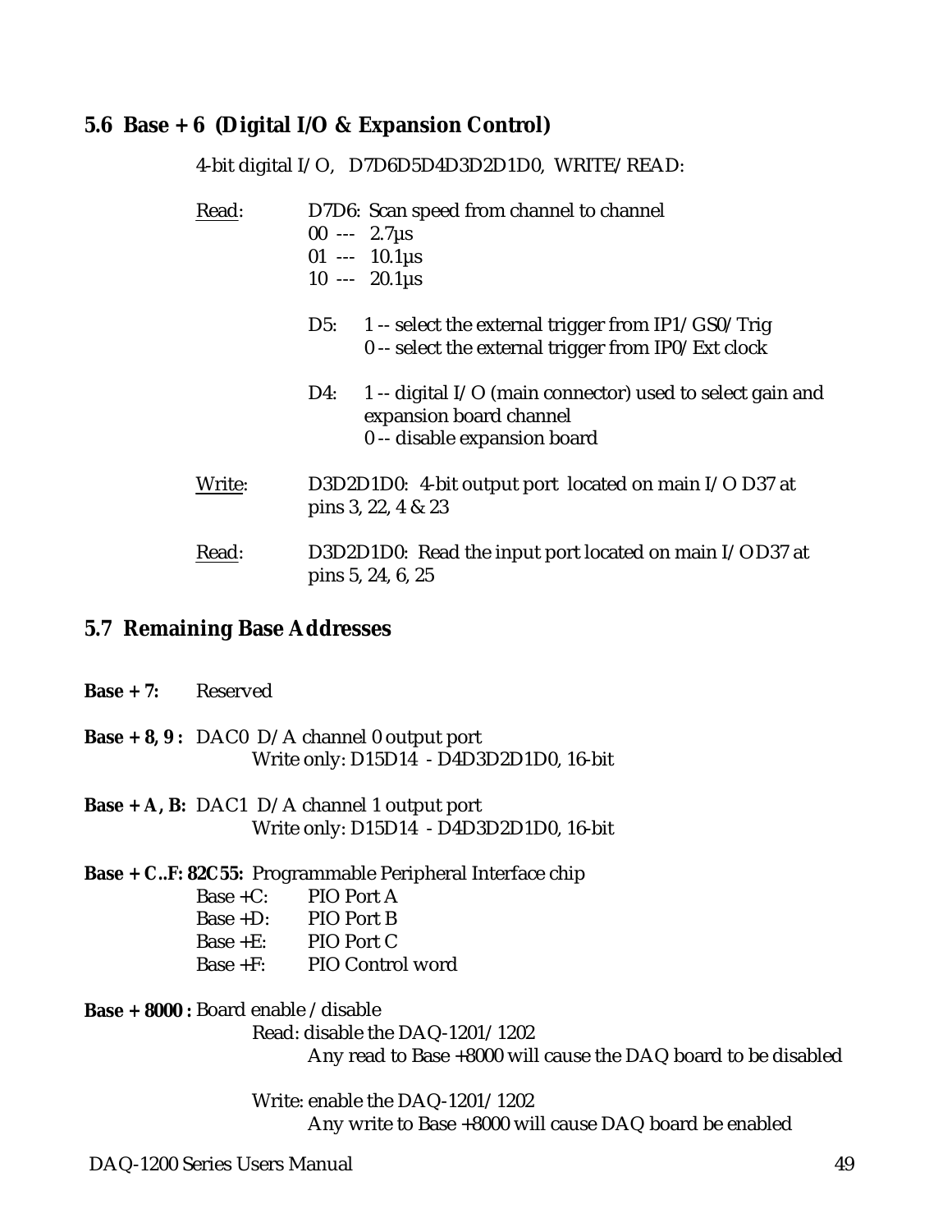## 5.6 Base + 6 (Digital I/O & Expansion Control)

4-bit digital I/O, D7D6D5D4D3D2D1D0, WRITE/READ:

Read: D7D6: Scan speed from channel to channel
- 00 --- 2.7µs
- 01 --- 10.1µs
- 10 --- 20.1µs

D5:
- 1 -- select the external trigger from IP1/GS0/Trig
- 0 -- select the external trigger from IP0/Ext clock

D4:
- 1 -- digital I/O (main connector) used to select gain and expansion board channel
- 0 -- disable expansion board

Write: D3D2D1D0: 4-bit output port located on main I/O D37 at pins 3, 22, 4 & 23

Read: D3D2D1D0: Read the input port located on main I/OD37 at pins 5, 24, 6, 25

## 5.7 Remaining Base Addresses

**Base + 7:** Reserved

**Base + 8, 9 :** DAC0 D/A channel 0 output port
Write only: D15D14 - D4D3D2D1D0, 16-bit

**Base + A, B:** DAC1 D/A channel 1 output port
Write only: D15D14 - D4D3D2D1D0, 16-bit

**Base + C..F: 82C55:** Programmable Peripheral Interface chip
- Base +C: PIO Port A
- Base +D: PIO Port B
- Base +E: PIO Port C
- Base +F: PIO Control word

**Base + 8000 :** Board enable /disable

Read: disable the DAQ-1201/1202
Any read to Base +8000 will cause the DAQ board to be disabled

Write: enable the DAQ-1201/1202
Any write to Base +8000 will cause DAQ board be enabled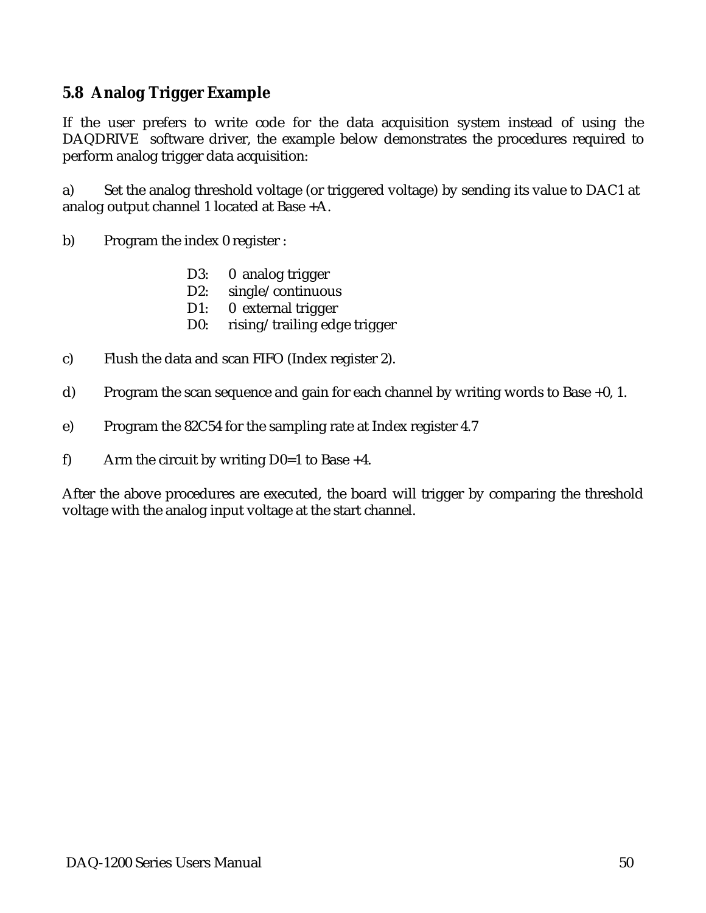## 5.8 Analog Trigger Example

If the user prefers to write code for the data acquisition system instead of using the DAQDRIVE software driver, the example below demonstrates the procedures required to perform analog trigger data acquisition:

a) Set the analog threshold voltage (or triggered voltage) by sending its value to DAC1 at analog output channel 1 located at Base +A.

b) Program the index 0 register :

   D3: 0 analog trigger
   D2: single/continuous
   D1: 0 external trigger
   D0: rising/trailing edge trigger

c) Flush the data and scan FIFO (Index register 2).

d) Program the scan sequence and gain for each channel by writing words to Base +0, 1.

e) Program the 82C54 for the sampling rate at Index register 4.7

f) Arm the circuit by writing D0=1 to Base +4.

After the above procedures are executed, the board will trigger by comparing the threshold voltage with the analog input voltage at the start channel.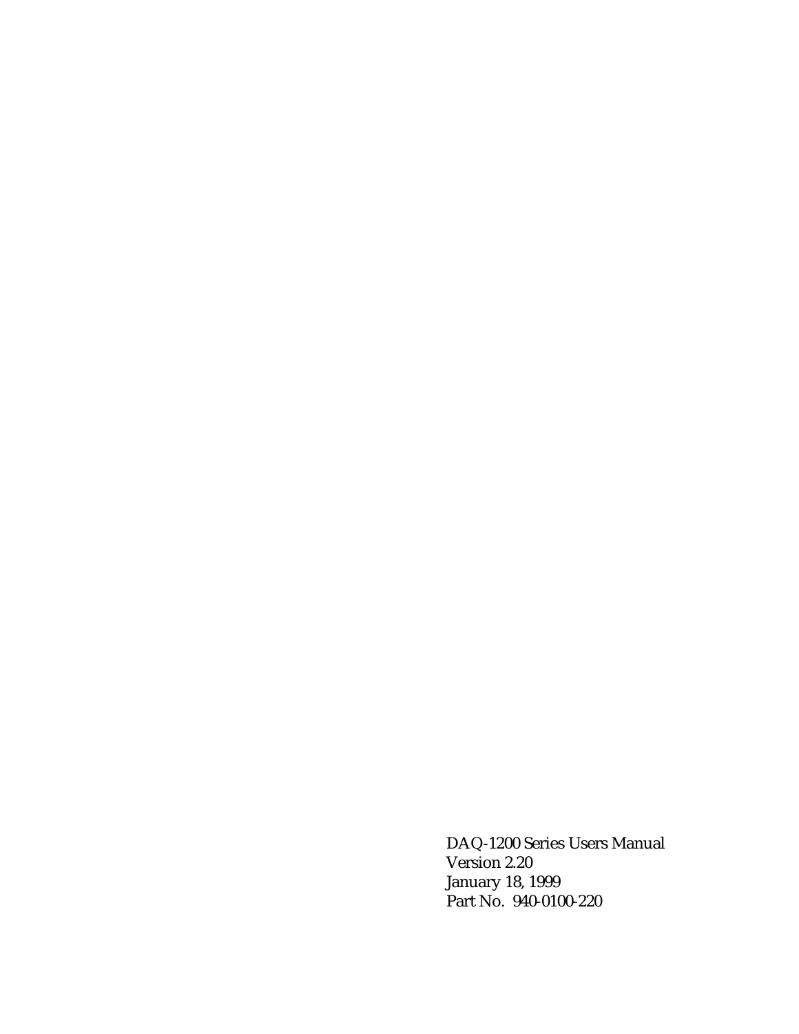DAQ-1200 Series Users Manual
Version 2.20
January 18, 1999
Part No. 940-0100-220